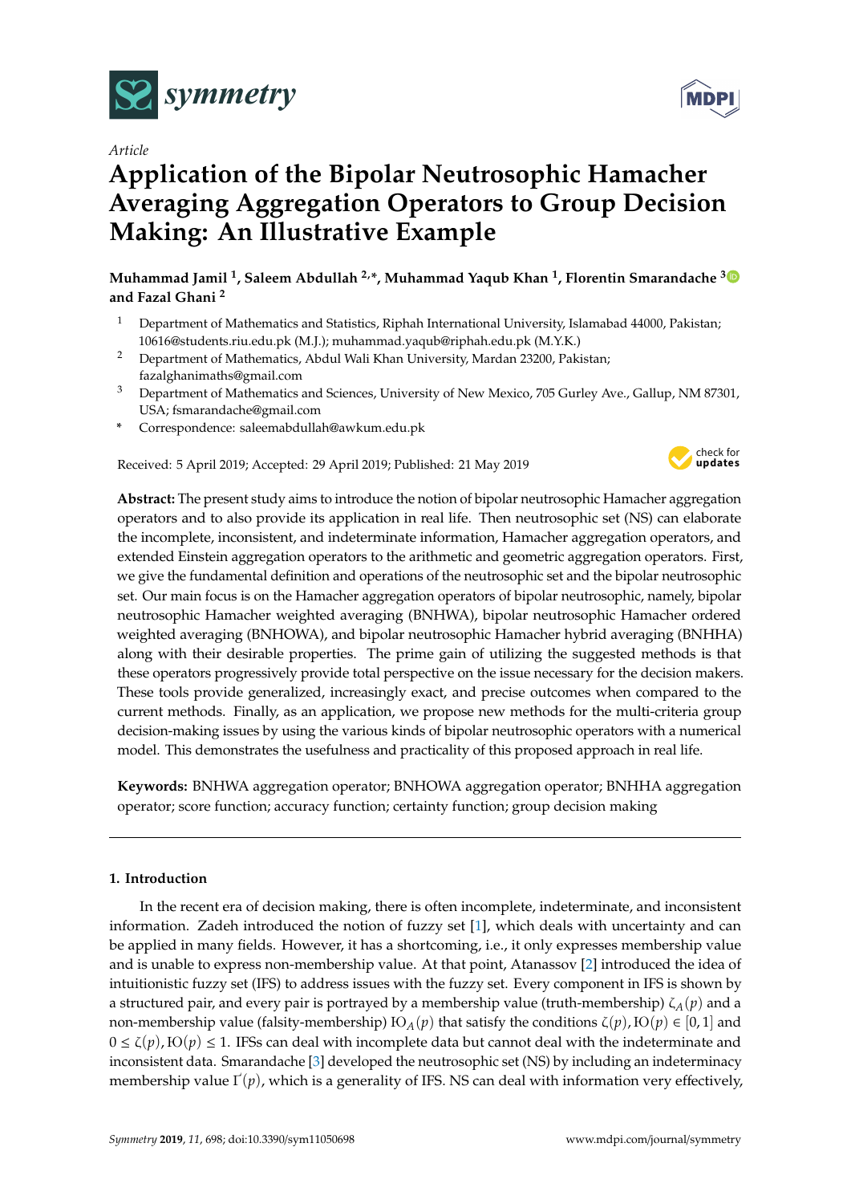*Article*

# Application of the Bipolar Neutrosophic Hamacher Averaging Aggregation Operators to Group Decision Making: An Illustrative Example

**Muhammad Jamil [1], Saleem Abdullah [2,*], Muhammad Yaqub Khan [1], Florentin Smarandache [3] and Fazal Ghani [2]**

1. Department of Mathematics and Statistics, Riphah International University, Islamabad 44000, Pakistan; 10616@students.riu.edu.pk (M.J.); muhammad.yaqub@riphah.edu.pk (M.Y.K.)
2. Department of Mathematics, Abdul Wali Khan University, Mardan 23200, Pakistan; fazalghanimaths@gmail.com
3. Department of Mathematics and Sciences, University of New Mexico, 705 Gurley Ave., Gallup, NM 87301, USA; fsmarandache@gmail.com

\* Correspondence: saleemabdullah@awkum.edu.pk

Received: 5 April 2019; Accepted: 29 April 2019; Published: 21 May 2019

**Abstract:** The present study aims to introduce the notion of bipolar neutrosophic Hamacher aggregation operators and to also provide its application in real life. Then neutrosophic set (NS) can elaborate the incomplete, inconsistent, and indeterminate information, Hamacher aggregation operators, and extended Einstein aggregation operators to the arithmetic and geometric aggregation operators. First, we give the fundamental definition and operations of the neutrosophic set and the bipolar neutrosophic set. Our main focus is on the Hamacher aggregation operators of bipolar neutrosophic, namely, bipolar neutrosophic Hamacher weighted averaging (BNHWA), bipolar neutrosophic Hamacher ordered weighted averaging (BNHOWA), and bipolar neutrosophic Hamacher hybrid averaging (BNHHA) along with their desirable properties. The prime gain of utilizing the suggested methods is that these operators progressively provide total perspective on the issue necessary for the decision makers. These tools provide generalized, increasingly exact, and precise outcomes when compared to the current methods. Finally, as an application, we propose new methods for the multi-criteria group decision-making issues by using the various kinds of bipolar neutrosophic operators with a numerical model. This demonstrates the usefulness and practicality of this proposed approach in real life.

**Keywords:** BNHWA aggregation operator; BNHOWA aggregation operator; BNHHA aggregation operator; score function; accuracy function; certainty function; group decision making

## 1. Introduction

In the recent era of decision making, there is often incomplete, indeterminate, and inconsistent information. Zadeh introduced the notion of fuzzy set [1], which deals with uncertainty and can be applied in many fields. However, it has a shortcoming, i.e., it only expresses membership value and is unable to express non-membership value. At that point, Atanassov [2] introduced the idea of intuitionistic fuzzy set (IFS) to address issues with the fuzzy set. Every component in IFS is shown by a structured pair, and every pair is portrayed by a membership value (truth-membership) $\zeta_A(p)$ and a non-membership value (falsity-membership) $\mathrm{IO}_A(p)$ that satisfy the conditions $\zeta(p), \mathrm{IO}(p) \in [0,1]$ and $0 \leq \zeta(p), \mathrm{IO}(p) \leq 1$. IFSs can deal with incomplete data but cannot deal with the indeterminate and inconsistent data. Smarandache [3] developed the neutrosophic set (NS) by including an indeterminacy membership value $\Gamma'(p)$, which is a generality of IFS. NS can deal with information very effectively,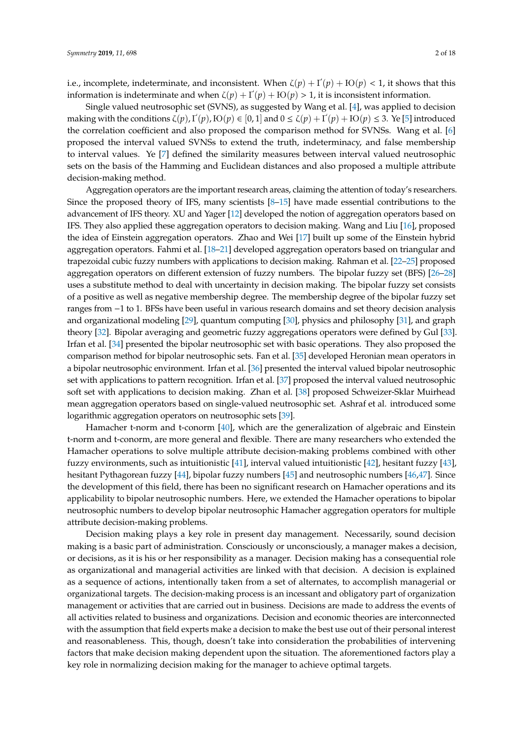i.e., incomplete, indeterminate, and inconsistent. When $\zeta(p) + \Gamma'(p) + \text{IO}(p) < 1$, it shows that this information is indeterminate and when $\zeta(p) + \Gamma'(p) + \text{IO}(p) > 1$, it is inconsistent information.

Single valued neutrosophic set (SVNS), as suggested by Wang et al. [4], was applied to decision making with the conditions $\zeta(p), \Gamma'(p), \text{IO}(p) \in [0, 1]$ and $0 \leq \zeta(p) + \Gamma'(p) + \text{IO}(p) \leq 3$. Ye [5] introduced the correlation coefficient and also proposed the comparison method for SVNSs. Wang et al. [6] proposed the interval valued SVNSs to extend the truth, indeterminacy, and false membership to interval values. Ye [7] defined the similarity measures between interval valued neutrosophic sets on the basis of the Hamming and Euclidean distances and also proposed a multiple attribute decision-making method.

Aggregation operators are the important research areas, claiming the attention of today's researchers. Since the proposed theory of IFS, many scientists [8–15] have made essential contributions to the advancement of IFS theory. XU and Yager [12] developed the notion of aggregation operators based on IFS. They also applied these aggregation operators to decision making. Wang and Liu [16], proposed the idea of Einstein aggregation operators. Zhao and Wei [17] built up some of the Einstein hybrid aggregation operators. Fahmi et al. [18–21] developed aggregation operators based on triangular and trapezoidal cubic fuzzy numbers with applications to decision making. Rahman et al. [22–25] proposed aggregation operators on different extension of fuzzy numbers. The bipolar fuzzy set (BFS) [26–28] uses a substitute method to deal with uncertainty in decision making. The bipolar fuzzy set consists of a positive as well as negative membership degree. The membership degree of the bipolar fuzzy set ranges from −1 to 1. BFSs have been useful in various research domains and set theory decision analysis and organizational modeling [29], quantum computing [30], physics and philosophy [31], and graph theory [32]. Bipolar averaging and geometric fuzzy aggregations operators were defined by Gul [33]. Irfan et al. [34] presented the bipolar neutrosophic set with basic operations. They also proposed the comparison method for bipolar neutrosophic sets. Fan et al. [35] developed Heronian mean operators in a bipolar neutrosophic environment. Irfan et al. [36] presented the interval valued bipolar neutrosophic set with applications to pattern recognition. Irfan et al. [37] proposed the interval valued neutrosophic soft set with applications to decision making. Zhan et al. [38] proposed Schweizer-Sklar Muirhead mean aggregation operators based on single-valued neutrosophic set. Ashraf et al. introduced some logarithmic aggregation operators on neutrosophic sets [39].

Hamacher t-norm and t-conorm [40], which are the generalization of algebraic and Einstein t-norm and t-conorm, are more general and flexible. There are many researchers who extended the Hamacher operations to solve multiple attribute decision-making problems combined with other fuzzy environments, such as intuitionistic [41], interval valued intuitionistic [42], hesitant fuzzy [43], hesitant Pythagorean fuzzy [44], bipolar fuzzy numbers [45] and neutrosophic numbers [46,47]. Since the development of this field, there has been no significant research on Hamacher operations and its applicability to bipolar neutrosophic numbers. Here, we extended the Hamacher operations to bipolar neutrosophic numbers to develop bipolar neutrosophic Hamacher aggregation operators for multiple attribute decision-making problems.

Decision making plays a key role in present day management. Necessarily, sound decision making is a basic part of administration. Consciously or unconsciously, a manager makes a decision, or decisions, as it is his or her responsibility as a manager. Decision making has a consequential role as organizational and managerial activities are linked with that decision. A decision is explained as a sequence of actions, intentionally taken from a set of alternates, to accomplish managerial or organizational targets. The decision-making process is an incessant and obligatory part of organization management or activities that are carried out in business. Decisions are made to address the events of all activities related to business and organizations. Decision and economic theories are interconnected with the assumption that field experts make a decision to make the best use out of their personal interest and reasonableness. This, though, doesn't take into consideration the probabilities of intervening factors that make decision making dependent upon the situation. The aforementioned factors play a key role in normalizing decision making for the manager to achieve optimal targets.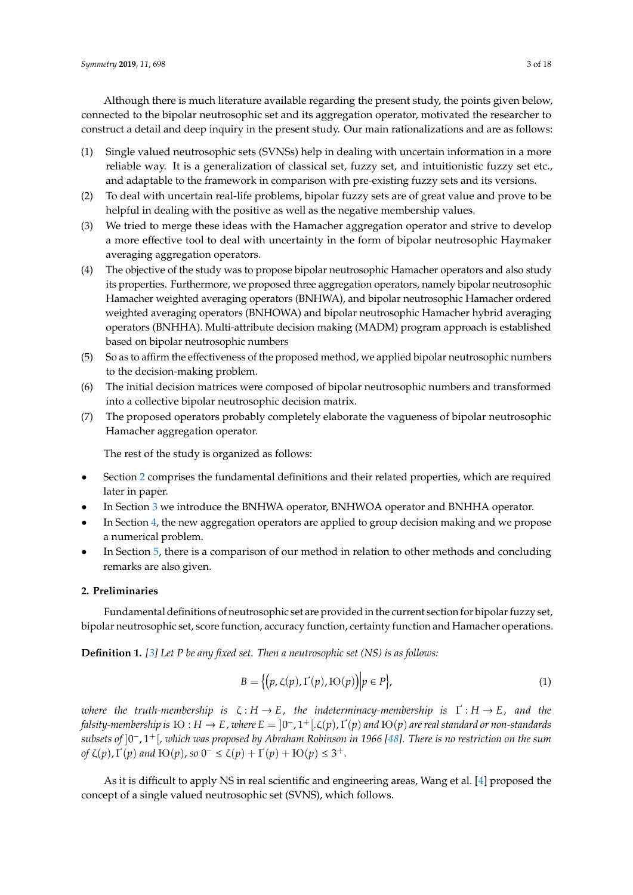Although there is much literature available regarding the present study, the points given below, connected to the bipolar neutrosophic set and its aggregation operator, motivated the researcher to construct a detail and deep inquiry in the present study. Our main rationalizations and are as follows:

(1) Single valued neutrosophic sets (SVNSs) help in dealing with uncertain information in a more reliable way. It is a generalization of classical set, fuzzy set, and intuitionistic fuzzy set etc., and adaptable to the framework in comparison with pre-existing fuzzy sets and its versions.

(2) To deal with uncertain real-life problems, bipolar fuzzy sets are of great value and prove to be helpful in dealing with the positive as well as the negative membership values.

(3) We tried to merge these ideas with the Hamacher aggregation operator and strive to develop a more effective tool to deal with uncertainty in the form of bipolar neutrosophic Haymaker averaging aggregation operators.

(4) The objective of the study was to propose bipolar neutrosophic Hamacher operators and also study its properties. Furthermore, we proposed three aggregation operators, namely bipolar neutrosophic Hamacher weighted averaging operators (BNHWA), and bipolar neutrosophic Hamacher ordered weighted averaging operators (BNHOWA) and bipolar neutrosophic Hamacher hybrid averaging operators (BNHHA). Multi-attribute decision making (MADM) program approach is established based on bipolar neutrosophic numbers

(5) So as to affirm the effectiveness of the proposed method, we applied bipolar neutrosophic numbers to the decision-making problem.

(6) The initial decision matrices were composed of bipolar neutrosophic numbers and transformed into a collective bipolar neutrosophic decision matrix.

(7) The proposed operators probably completely elaborate the vagueness of bipolar neutrosophic Hamacher aggregation operator.

The rest of the study is organized as follows:

- Section 2 comprises the fundamental definitions and their related properties, which are required later in paper.
- In Section 3 we introduce the BNHWA operator, BNHWOA operator and BNHHA operator.
- In Section 4, the new aggregation operators are applied to group decision making and we propose a numerical problem.
- In Section 5, there is a comparison of our method in relation to other methods and concluding remarks are also given.

## 2. Preliminaries

Fundamental definitions of neutrosophic set are provided in the current section for bipolar fuzzy set, bipolar neutrosophic set, score function, accuracy function, certainty function and Hamacher operations.

**Definition 1.** *[3] Let P be any fixed set. Then a neutrosophic set (NS) is as follows:*

$$B = \left\{ \left( p, \zeta(p), \Gamma'(p), \mathrm{IO}(p) \right) \middle| p \in P \right\}, \tag{1}$$

*where the truth-membership is* $\zeta : H \to E$*, the indeterminacy-membership is* $\Gamma' : H \to E$*, and the falsity-membership is* $\mathrm{IO} : H \to E$*, where* $E = \left]0^-, 1^+\right[. \zeta(p), \Gamma'(p)$ *and* $\mathrm{IO}(p)$ *are real standard or non-standards subsets of* $\left]0^-, 1^+\right[$*, which was proposed by Abraham Robinson in 1966 [48]. There is no restriction on the sum of* $\zeta(p), \Gamma'(p)$ *and* $\mathrm{IO}(p)$*, so* $0^- \leq \zeta(p) + \Gamma'(p) + \mathrm{IO}(p) \leq 3^+$.

As it is difficult to apply NS in real scientific and engineering areas, Wang et al. [4] proposed the concept of a single valued neutrosophic set (SVNS), which follows.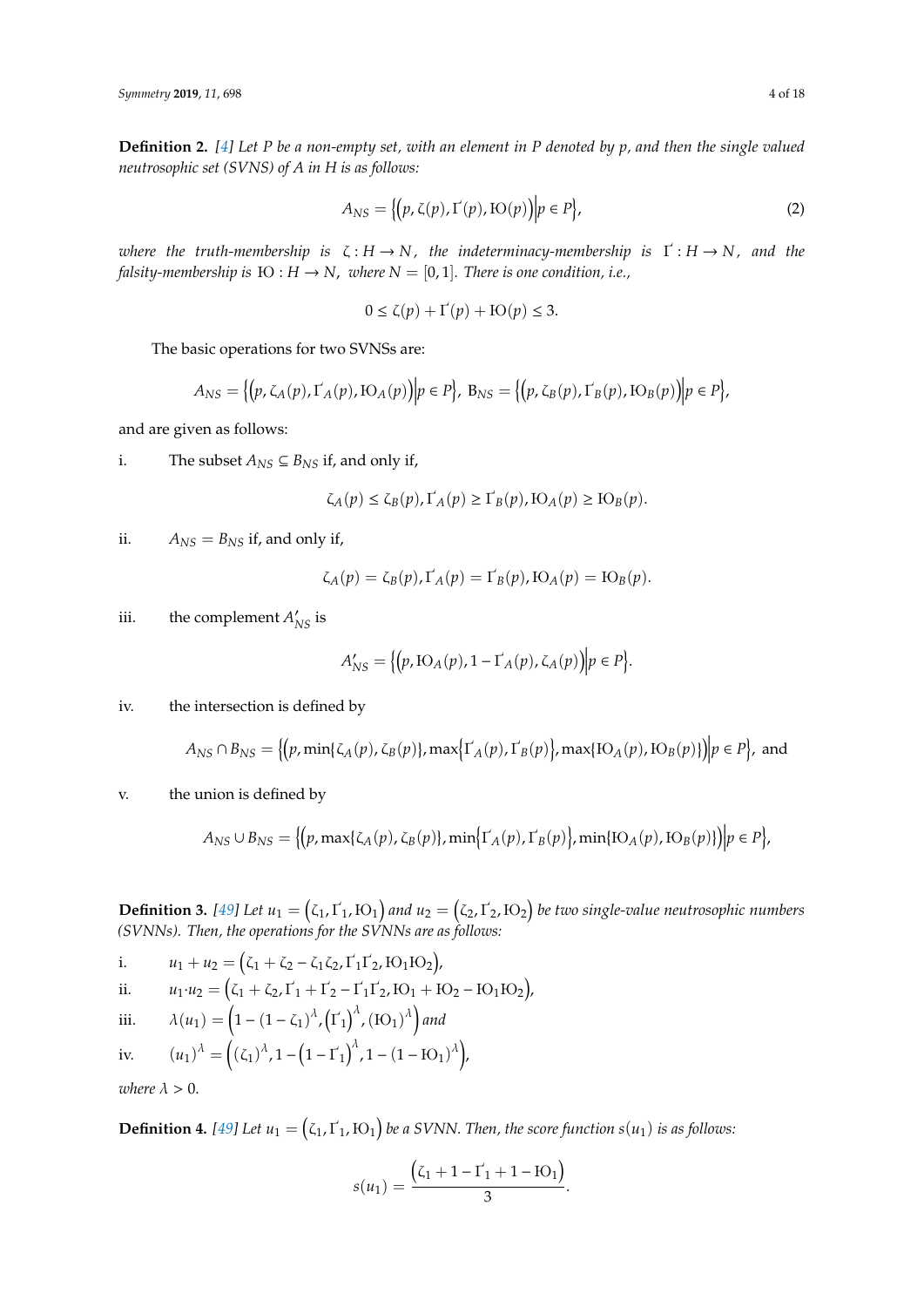**Definition 2.** *[4] Let P be a non-empty set, with an element in P denoted by p, and then the single valued neutrosophic set (SVNS) of A in H is as follows:*

$$A_{NS} = \left\{ \left( p, \zeta(p), \Gamma'(p), \mathrm{IO}(p) \right) \middle| p \in P \right\}, \tag{2}$$

*where the truth-membership is* $\zeta : H \to N$*, the indeterminacy-membership is* $\Gamma' : H \to N$*, and the falsity-membership is* $\mathrm{IO} : H \to N$*, where* $N = [0,1]$*. There is one condition, i.e.,*

$$0 \le \zeta(p) + \Gamma'(p) + \mathrm{IO}(p) \le 3.$$

The basic operations for two SVNSs are:

$$A_{NS} = \left\{ \left( p, \zeta_A(p), \Gamma'_A(p), \mathrm{IO}_A(p) \right) \middle| p \in P \right\},\ \mathrm{B}_{NS} = \left\{ \left( p, \zeta_B(p), \Gamma'_B(p), \mathrm{IO}_B(p) \right) \middle| p \in P \right\},$$

and are given as follows:

i. The subset $A_{NS} \subseteq B_{NS}$ if, and only if,

$$\zeta_A(p) \le \zeta_B(p), \Gamma'_A(p) \ge \Gamma'_B(p), \mathrm{IO}_A(p) \ge \mathrm{IO}_B(p).$$

ii. $A_{NS} = B_{NS}$ if, and only if,

$$\zeta_A(p) = \zeta_B(p), \Gamma'_A(p) = \Gamma'_B(p), \mathrm{IO}_A(p) = \mathrm{IO}_B(p).$$

iii. the complement $A'_{NS}$ is

$$A'_{NS} = \left\{ \left( p, \mathrm{IO}_A(p), 1 - \Gamma'_A(p), \zeta_A(p) \right) \middle| p \in P \right\}.$$

iv. the intersection is defined by

$$A_{NS} \cap B_{NS} = \left\{ \left( p, \min\{\zeta_A(p), \zeta_B(p)\}, \max\left\{\Gamma'_A(p), \Gamma'_B(p)\right\}, \max\{\mathrm{IO}_A(p), \mathrm{IO}_B(p)\} \right) \middle| p \in P \right\}, \text{ and}$$

v. the union is defined by

$$A_{NS} \cup B_{NS} = \left\{ \left( p, \max\{\zeta_A(p), \zeta_B(p)\}, \min\left\{\Gamma'_A(p), \Gamma'_B(p)\right\}, \min\{\mathrm{IO}_A(p), \mathrm{IO}_B(p)\} \right) \middle| p \in P \right\},$$

**Definition 3.** *[49] Let* $u_1 = \left(\zeta_1, \Gamma'_1, \mathrm{IO}_1\right)$ *and* $u_2 = \left(\zeta_2, \Gamma'_2, \mathrm{IO}_2\right)$ *be two single-value neutrosophic numbers (SVNNs). Then, the operations for the SVNNs are as follows:*

i. $u_1 + u_2 = \left(\zeta_1 + \zeta_2 - \zeta_1\zeta_2, \Gamma'_1\Gamma'_2, \mathrm{IO}_1\mathrm{IO}_2\right)$,

ii. $u_1 \cdot u_2 = \left(\zeta_1 + \zeta_2, \Gamma'_1 + \Gamma'_2 - \Gamma'_1\Gamma'_2, \mathrm{IO}_1 + \mathrm{IO}_2 - \mathrm{IO}_1\mathrm{IO}_2\right)$,

iii. $\lambda(u_1) = \left(1 - (1-\zeta_1)^\lambda, \left(\Gamma'_1\right)^\lambda, (\mathrm{IO}_1)^\lambda\right)$ *and*

iv. $(u_1)^\lambda = \left((\zeta_1)^\lambda, 1 - \left(1 - \Gamma'_1\right)^\lambda, 1 - (1 - \mathrm{IO}_1)^\lambda\right)$,

*where* $\lambda > 0$.

**Definition 4.** *[49] Let* $u_1 = \left(\zeta_1, \Gamma'_1, \mathrm{IO}_1\right)$ *be a SVNN. Then, the score function* $s(u_1)$ *is as follows:*

$$s(u_1) = \frac{\left(\zeta_1 + 1 - \Gamma'_1 + 1 - \mathrm{IO}_1\right)}{3}.$$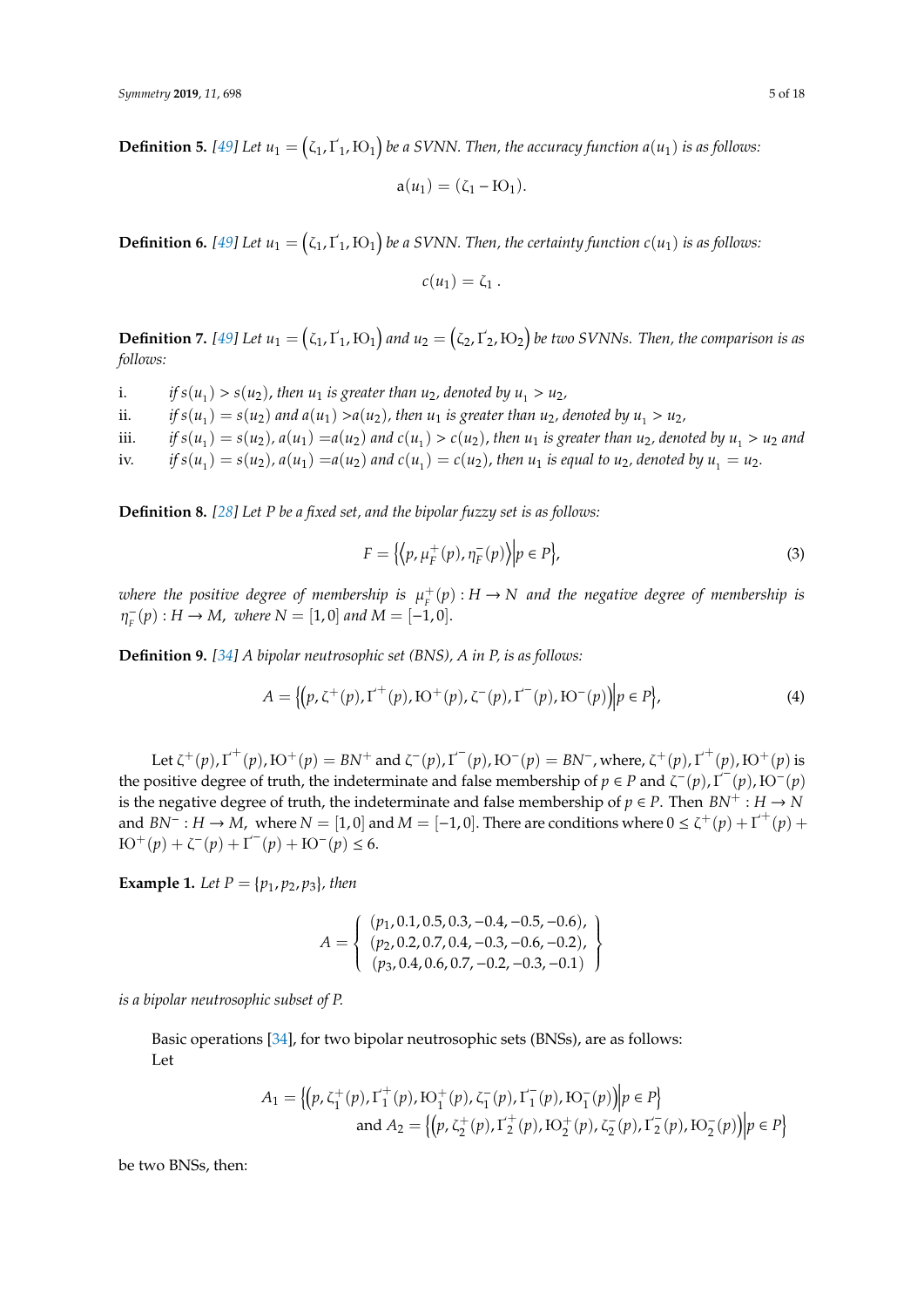**Definition 5.** *[49] Let* $u_1 = \left(\zeta_1, \Gamma'_1, \mathrm{IO}_1\right)$ *be a SVNN. Then, the accuracy function* $a(u_1)$ *is as follows:*

$$\mathrm{a}(u_1) = (\zeta_1 - \mathrm{IO}_1).$$

**Definition 6.** *[49] Let* $u_1 = \left(\zeta_1, \Gamma'_1, \mathrm{IO}_1\right)$ *be a SVNN. Then, the certainty function* $c(u_1)$ *is as follows:*

$$c(u_1) = \zeta_1 .$$

**Definition 7.** *[49] Let* $u_1 = \left(\zeta_1, \Gamma'_1, \mathrm{IO}_1\right)$ *and* $u_2 = \left(\zeta_2, \Gamma'_2, \mathrm{IO}_2\right)$ *be two SVNNs. Then, the comparison is as follows:*

i. *if* $s(u_1) > s(u_2)$*, then* $u_1$ *is greater than* $u_2$*, denoted by* $u_1 > u_2$*,*

ii. *if* $s(u_1) = s(u_2)$ *and* $a(u_1) > a(u_2)$*, then* $u_1$ *is greater than* $u_2$*, denoted by* $u_1 > u_2$*,*

iii. *if* $s(u_1) = s(u_2)$*,* $a(u_1) = a(u_2)$ *and* $c(u_1) > c(u_2)$*, then* $u_1$ *is greater than* $u_2$*, denoted by* $u_1 > u_2$ *and*

iv. *if* $s(u_1) = s(u_2)$*,* $a(u_1) = a(u_2)$ *and* $c(u_1) = c(u_2)$*, then* $u_1$ *is equal to* $u_2$*, denoted by* $u_1 = u_2$*.*

**Definition 8.** *[28] Let P be a fixed set, and the bipolar fuzzy set is as follows:*

$$F = \left\{\left\langle p, \mu_F^+(p), \eta_F^-(p)\right\rangle \middle| p \in P\right\}, \tag{3}$$

*where the positive degree of membership is* $\mu_F^+(p) : H \to N$ *and the negative degree of membership is* $\eta_F^-(p) : H \to M$*, where* $N = [1, 0]$ *and* $M = [-1, 0]$*.*

**Definition 9.** *[34] A bipolar neutrosophic set (BNS), A in P, is as follows:*

$$A = \left\{\left(p, \zeta^+(p), \Gamma'^+(p), \mathrm{IO}^+(p), \zeta^-(p), \Gamma'^-(p), \mathrm{IO}^-(p)\right) \middle| p \in P\right\}, \tag{4}$$

Let $\zeta^+(p), \Gamma'^+(p), \mathrm{IO}^+(p) = BN^+$ and $\zeta^-(p), \Gamma'^-(p), \mathrm{IO}^-(p) = BN^-$, where, $\zeta^+(p), \Gamma'^+(p), \mathrm{IO}^+(p)$ is the positive degree of truth, the indeterminate and false membership of $p \in P$ and $\zeta^-(p), \Gamma'^-(p), \mathrm{IO}^-(p)$ is the negative degree of truth, the indeterminate and false membership of $p \in P$. Then $BN^+ : H \to N$ and $BN^- : H \to M$, where $N = [1, 0]$ and $M = [-1, 0]$. There are conditions where $0 \leq \zeta^+(p) + \Gamma'^+(p) + \mathrm{IO}^+(p) + \zeta^-(p) + \Gamma'^-(p) + \mathrm{IO}^-(p) \leq 6$.

**Example 1.** *Let* $P = \{p_1, p_2, p_3\}$*, then*

$$A = \left\{ \begin{array}{c} (p_1, 0.1, 0.5, 0.3, -0.4, -0.5, -0.6), \\ (p_2, 0.2, 0.7, 0.4, -0.3, -0.6, -0.2), \\ (p_3, 0.4, 0.6, 0.7, -0.2, -0.3, -0.1) \end{array} \right\}$$

*is a bipolar neutrosophic subset of P.*

Basic operations [34], for two bipolar neutrosophic sets (BNSs), are as follows:
Let

$$A_1 = \left\{\left(p, \zeta_1^+(p), \Gamma_1'^+(p), \mathrm{IO}_1^+(p), \zeta_1^-(p), \Gamma_1'^-(p), \mathrm{IO}_1^-(p)\right) \middle| p \in P\right\}$$
$$\text{and } A_2 = \left\{\left(p, \zeta_2^+(p), \Gamma_2'^+(p), \mathrm{IO}_2^+(p), \zeta_2^-(p), \Gamma_2'^-(p), \mathrm{IO}_2^-(p)\right) \middle| p \in P\right\}$$

be two BNSs, then: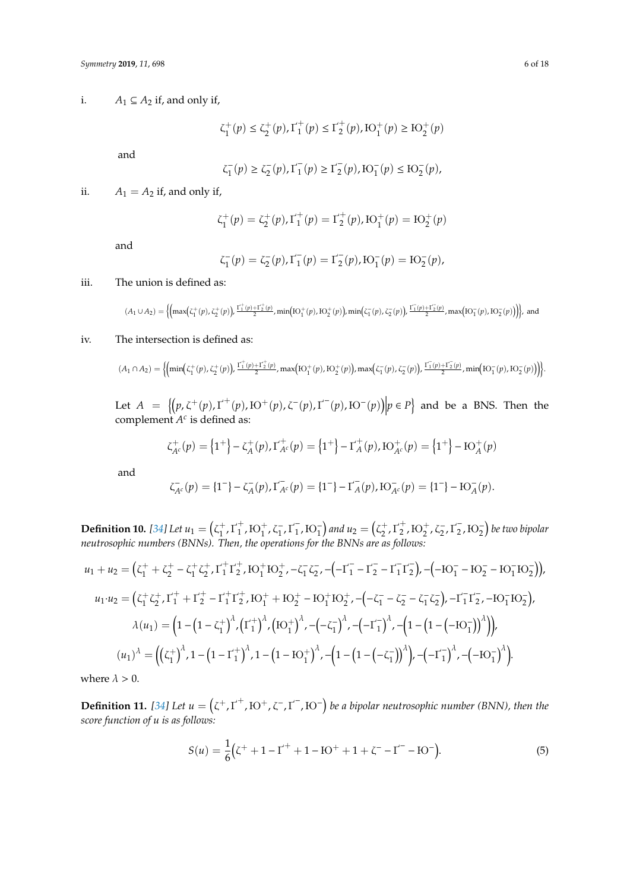i. $A_1 \subseteq A_2$ if, and only if,

$$\zeta_1^+(p) \leq \zeta_2^+(p), \Gamma_1^{'+}(p) \leq \Gamma_2^{'+}(p), \mathrm{IO}_1^+(p) \geq \mathrm{IO}_2^+(p)$$

and

$$\zeta_1^-(p) \geq \zeta_2^-(p), \Gamma_1^{'-}(p) \geq \Gamma_2^{'-}(p), \mathrm{IO}_1^-(p) \leq \mathrm{IO}_2^-(p),$$

ii. $A_1 = A_2$ if, and only if,

$$\zeta_1^+(p) = \zeta_2^+(p), \Gamma_1^{'+}(p) = \Gamma_2^{'+}(p), \mathrm{IO}_1^+(p) = \mathrm{IO}_2^+(p)$$

and

$$\zeta_1^-(p) = \zeta_2^-(p), \Gamma_1^{'-}(p) = \Gamma_2^{'-}(p), \mathrm{IO}_1^-(p) = \mathrm{IO}_2^-(p),$$

iii. The union is defined as:

$$(A_1 \cup A_2) = \left\{ \left( \max\left(\zeta_1^+(p), \zeta_2^+(p)\right), \frac{\Gamma_1^{'+}(p) + \Gamma_2^{'+}(p)}{2}, \min\left(\mathrm{IO}_1^+(p), \mathrm{IO}_2^+(p)\right), \min\left(\zeta_1^-(p), \zeta_2^-(p)\right), \frac{\Gamma_1^{'-}(p) + \Gamma_2^{'-}(p)}{2}, \max\left(\mathrm{IO}_1^-(p), \mathrm{IO}_2^-(p)\right) \right) \right\}, \text{ and}$$

iv. The intersection is defined as:

$$(A_1 \cap A_2) = \left\{ \left( \min\left(\zeta_1^+(p), \zeta_2^+(p)\right), \frac{\Gamma_1^{'+}(p) + \Gamma_2^{'+}(p)}{2}, \max\left(\mathrm{IO}_1^+(p), \mathrm{IO}_2^+(p)\right), \max\left(\zeta_1^-(p), \zeta_2^-(p)\right), \frac{\Gamma_1^{'-}(p) + \Gamma_2^{'-}(p)}{2}, \min\left(\mathrm{IO}_1^-(p), \mathrm{IO}_2^-(p)\right) \right) \right\}.$$

Let $A = \left\{ \left(p, \zeta^+(p), \Gamma^{'+}(p), \mathrm{IO}^+(p), \zeta^-(p), \Gamma^{'-}(p), \mathrm{IO}^-(p)\right) \middle| p \in P \right\}$ and be a BNS. Then the complement $A^c$ is defined as:

$$\zeta_{A^c}^+(p) = \left\{1^+\right\} - \zeta_A^+(p), \Gamma_{A^c}^{'+}(p) = \left\{1^+\right\} - \Gamma_A^{'+}(p), \mathrm{IO}_{A^c}^+(p) = \left\{1^+\right\} - \mathrm{IO}_A^+(p)$$

and

$$\zeta_{A^c}^-(p) = \{1^-\} - \zeta_A^-(p), \Gamma_{A^c}^{'-}(p) = \{1^-\} - \Gamma_A^{'-}(p), \mathrm{IO}_{A^c}^-(p) = \{1^-\} - \mathrm{IO}_A^-(p).$$

**Definition 10.** *[34] Let $u_1 = \left(\zeta_1^+, \Gamma_1^{'+}, \mathrm{IO}_1^+, \zeta_1^-, \Gamma_1^{'-}, \mathrm{IO}_1^-\right)$ and $u_2 = \left(\zeta_2^+, \Gamma_2^{'+}, \mathrm{IO}_2^+, \zeta_2^-, \Gamma_2^{'-}, \mathrm{IO}_2^-\right)$ be two bipolar neutrosophic numbers (BNNs). Then, the operations for the BNNs are as follows:*

$$u_1 + u_2 = \left(\zeta_1^+ + \zeta_2^+ - \zeta_1^+\zeta_2^+, \Gamma_1^{'+}\Gamma_2^{'+}, \mathrm{IO}_1^+\mathrm{IO}_2^+, -\zeta_1^-\zeta_2^-, -\left(-\Gamma_1^{'-} - \Gamma_2^{'-} - \Gamma_1^{'-}\Gamma_2^{'-}\right), -\left(-\mathrm{IO}_1^- - \mathrm{IO}_2^- - \mathrm{IO}_1^-\mathrm{IO}_2^-\right)\right),$$

$$u_1 \cdot u_2 = \left(\zeta_1^+\zeta_2^+, \Gamma_1^{'+} + \Gamma_2^{'+} - \Gamma_1^{'+}\Gamma_2^{'+}, \mathrm{IO}_1^+ + \mathrm{IO}_2^+ - \mathrm{IO}_1^+\mathrm{IO}_2^+, -\left(-\zeta_1^- - \zeta_2^- - \zeta_1^-\zeta_2^-\right), -\Gamma_1^{'-}\Gamma_2^{'-}, -\mathrm{IO}_1^-\mathrm{IO}_2^-\right),$$

$$\lambda(u_1) = \left(1 - \left(1 - \zeta_1^+\right)^\lambda, \left(\Gamma_1^{'+}\right)^\lambda, \left(\mathrm{IO}_1^+\right)^\lambda, -\left(-\zeta_1^-\right)^\lambda, -\left(-\Gamma_1^{'-}\right)^\lambda, -\left(1 - \left(1 - \left(-\mathrm{IO}_1^-\right)\right)^\lambda\right)\right),$$

$$(u_1)^\lambda = \left(\left(\zeta_1^+\right)^\lambda, 1 - \left(1 - \Gamma_1^{'+}\right)^\lambda, 1 - \left(1 - \mathrm{IO}_1^+\right)^\lambda, -\left(1 - \left(1 - \left(-\zeta_1^-\right)\right)^\lambda\right), -\left(-\Gamma_1^{'-}\right)^\lambda, -\left(-\mathrm{IO}_1^-\right)^\lambda\right).$$

where $\lambda > 0$.

**Definition 11.** *[34] Let $u = \left(\zeta^+, \Gamma^{'+}, \mathrm{IO}^+, \zeta^-, \Gamma^{'-}, \mathrm{IO}^-\right)$ be a bipolar neutrosophic number (BNN), then the score function of $u$ is as follows:*

$$S(u) = \frac{1}{6}\left(\zeta^+ + 1 - \Gamma^{'+} + 1 - \mathrm{IO}^+ + 1 + \zeta^- - \Gamma^{'-} - \mathrm{IO}^-\right). \tag{5}$$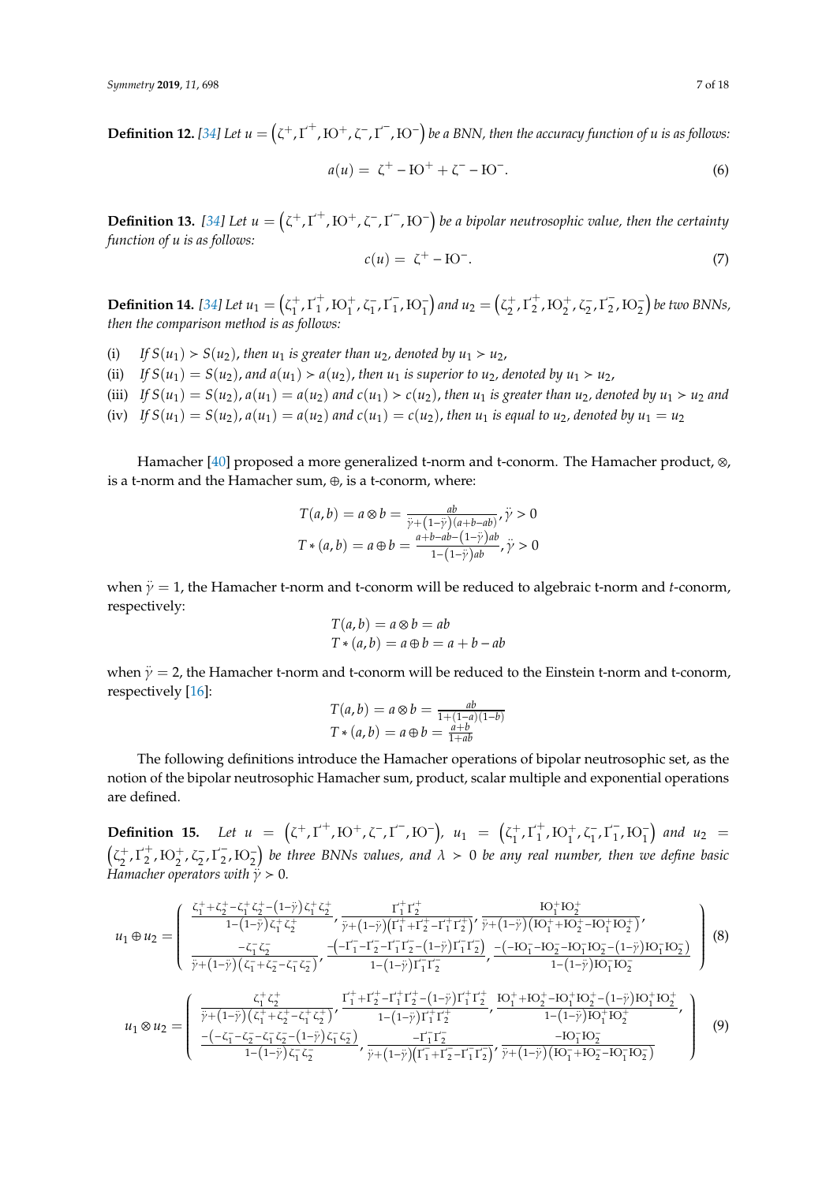**Definition 12.** [34] *Let $u = \left(\zeta^+, \Gamma'^+, IO^+, \zeta^-, \Gamma'^-, IO^-\right)$ be a BNN, then the accuracy function of u is as follows:*

$$a(u) = \zeta^+ - IO^+ + \zeta^- - IO^-. \tag{6}$$

**Definition 13.** [34] *Let $u = \left(\zeta^+, \Gamma'^+, IO^+, \zeta^-, \Gamma'^-, IO^-\right)$ be a bipolar neutrosophic value, then the certainty function of u is as follows:*

$$c(u) = \zeta^+ - IO^-. \tag{7}$$

**Definition 14.** [34] *Let $u_1 = \left(\zeta_1^+, \Gamma_1'^+, IO_1^+, \zeta_1^-, \Gamma_1'^-, IO_1^-\right)$ and $u_2 = \left(\zeta_2^+, \Gamma_2'^+, IO_2^+, \zeta_2^-, \Gamma_2'^-, IO_2^-\right)$ be two BNNs, then the comparison method is as follows:*

(i) *If $S(u_1) > S(u_2)$, then $u_1$ is greater than $u_2$, denoted by $u_1 \succ u_2$,*
(ii) *If $S(u_1) = S(u_2)$, and $a(u_1) \succ a(u_2)$, then $u_1$ is superior to $u_2$, denoted by $u_1 \succ u_2$,*
(iii) *If $S(u_1) = S(u_2)$, $a(u_1) = a(u_2)$ and $c(u_1) \succ c(u_2)$, then $u_1$ is greater than $u_2$, denoted by $u_1 \succ u_2$ and*
(iv) *If $S(u_1) = S(u_2)$, $a(u_1) = a(u_2)$ and $c(u_1) = c(u_2)$, then $u_1$ is equal to $u_2$, denoted by $u_1 = u_2$*

Hamacher [40] proposed a more generalized t-norm and t-conorm. The Hamacher product, $\otimes$, is a t-norm and the Hamacher sum, $\oplus$, is a t-conorm, where:

$$T(a,b) = a \otimes b = \frac{ab}{\ddot{\gamma} + (1-\ddot{\gamma})(a+b-ab)}, \ddot{\gamma} > 0$$
$$T*(a,b) = a \oplus b = \frac{a+b-ab-(1-\ddot{\gamma})ab}{1-(1-\ddot{\gamma})ab}, \ddot{\gamma} > 0$$

when $\ddot{\gamma} = 1$, the Hamacher t-norm and t-conorm will be reduced to algebraic t-norm and *t*-conorm, respectively:

$$T(a,b) = a \otimes b = ab$$
$$T*(a,b) = a \oplus b = a + b - ab$$

when $\ddot{\gamma} = 2$, the Hamacher t-norm and t-conorm will be reduced to the Einstein t-norm and t-conorm, respectively [16]:

$$T(a,b) = a \otimes b = \frac{ab}{1+(1-a)(1-b)}$$
$$T*(a,b) = a \oplus b = \frac{a+b}{1+ab}$$

The following definitions introduce the Hamacher operations of bipolar neutrosophic set, as the notion of the bipolar neutrosophic Hamacher sum, product, scalar multiple and exponential operations are defined.

**Definition 15.** *Let $u = \left(\zeta^+, \Gamma'^+, IO^+, \zeta^-, \Gamma'^-, IO^-\right)$, $u_1 = \left(\zeta_1^+, \Gamma_1'^+, IO_1^+, \zeta_1^-, \Gamma_1'^-, IO_1^-\right)$ and $u_2 = \left(\zeta_2^+, \Gamma_2'^+, IO_2^+, \zeta_2^-, \Gamma_2'^-, IO_2^-\right)$ be three BNNs values, and $\lambda > 0$ be any real number, then we define basic Hamacher operators with $\ddot{\gamma} > 0$.*

$$u_1 \oplus u_2 = \begin{pmatrix} \frac{\zeta_1^+ + \zeta_2^+ - \zeta_1^+\zeta_2^+ - (1-\ddot{\gamma})\zeta_1^+\zeta_2^+}{1-(1-\ddot{\gamma})\zeta_1^+\zeta_2^+}, \frac{\Gamma_1'^+\Gamma_2'^+}{\ddot{\gamma}+(1-\ddot{\gamma})\left(\Gamma_1'^+ + \Gamma_2'^+ - \Gamma_1'^+\Gamma_2'^+\right)}, \frac{IO_1^+ IO_2^+}{\ddot{\gamma}+(1-\ddot{\gamma})\left(IO_1^+ + IO_2^+ - IO_1^+ IO_2^+\right)}, \\ \frac{-\zeta_1^-\zeta_2^-}{\ddot{\gamma}+(1-\ddot{\gamma})\left(\zeta_1^- + \zeta_2^- - \zeta_1^-\zeta_2^-\right)}, \frac{-\left(-\Gamma_1'^- - \Gamma_2'^- - \Gamma_1'^-\Gamma_2'^- - (1-\ddot{\gamma})\Gamma_1'^-\Gamma_2'^-\right)}{1-(1-\ddot{\gamma})\Gamma_1'^-\Gamma_2'^-}, \frac{-\left(-IO_1^- - IO_2^- - IO_1^- IO_2^- - (1-\ddot{\gamma})IO_1^- IO_2^-\right)}{1-(1-\ddot{\gamma})IO_1^- IO_2^-} \end{pmatrix} \tag{8}$$

$$u_1 \otimes u_2 = \begin{pmatrix} \frac{\zeta_1^+\zeta_2^+}{\ddot{\gamma}+(1-\ddot{\gamma})\left(\zeta_1^+ + \zeta_2^+ - \zeta_1^+\zeta_2^+\right)}, \frac{\Gamma_1'^+ + \Gamma_2'^+ - \Gamma_1'^+\Gamma_2'^+ - (1-\ddot{\gamma})\Gamma_1'^+\Gamma_2'^+}{1-(1-\ddot{\gamma})\Gamma_1'^+\Gamma_2'^+}, \frac{IO_1^+ + IO_2^+ - IO_1^+ IO_2^+ - (1-\ddot{\gamma})IO_1^+ IO_2^+}{1-(1-\ddot{\gamma})IO_1^+ IO_2^+}, \\ \frac{-\left(-\zeta_1^- - \zeta_2^- - \zeta_1^-\zeta_2^- - (1-\ddot{\gamma})\zeta_1^-\zeta_2^-\right)}{1-(1-\ddot{\gamma})\zeta_1^-\zeta_2^-}, \frac{-\Gamma_1'^-\Gamma_2'^-}{\ddot{\gamma}+(1-\ddot{\gamma})\left(\Gamma_1'^- + \Gamma_2'^- - \Gamma_1'^-\Gamma_2'^-\right)}, \frac{-IO_1^- IO_2^-}{\ddot{\gamma}+(1-\ddot{\gamma})\left(IO_1^- + IO_2^- - IO_1^- IO_2^-\right)} \end{pmatrix} \tag{9}$$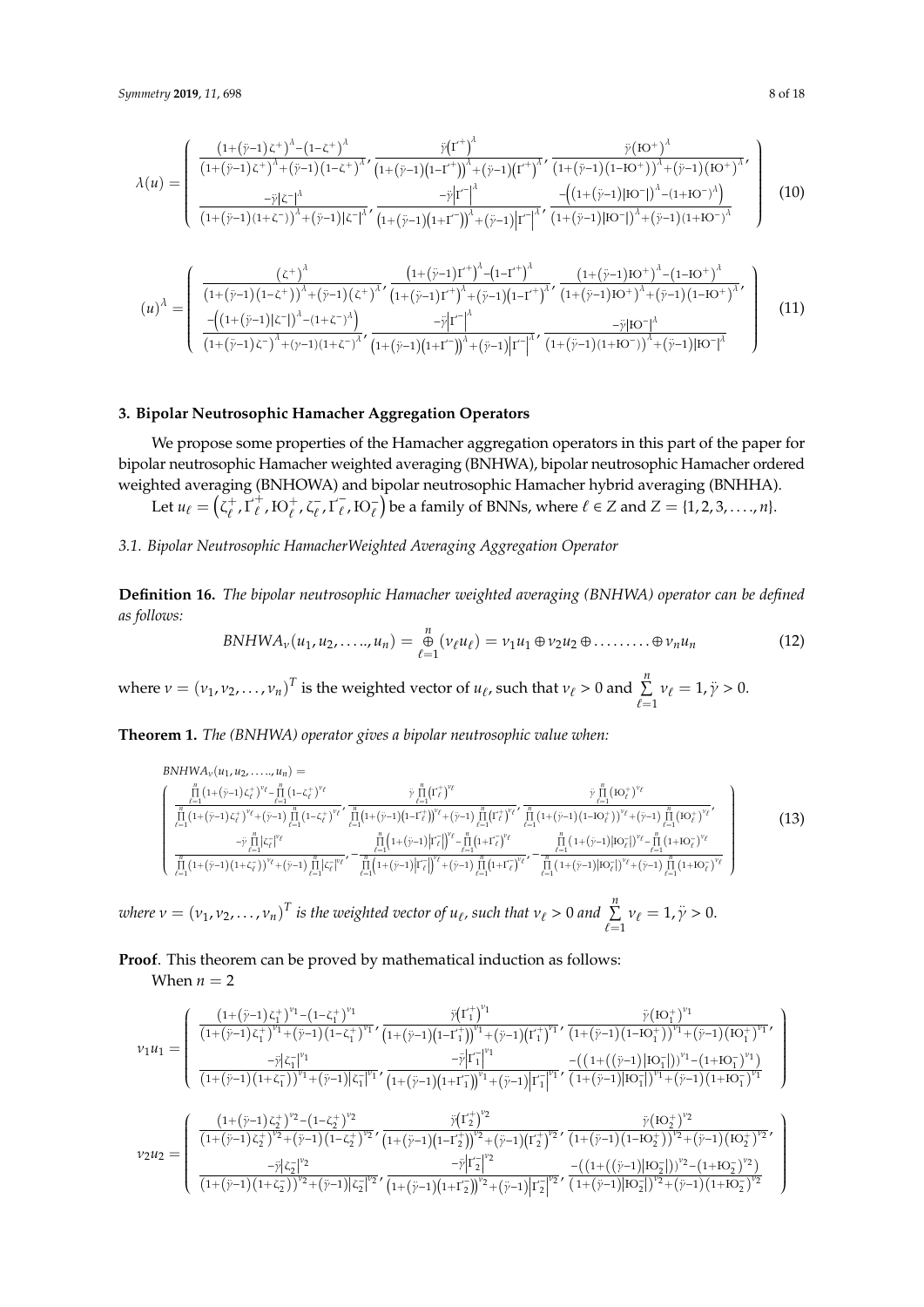$$\lambda(u) = \left( \begin{array}{c} \frac{\left(1+(\ddot{\gamma}-1)\zeta^{+}\right)^{\lambda}-\left(1-\zeta^{+}\right)^{\lambda}}{\left(1+(\ddot{\gamma}-1)\zeta^{+}\right)^{\lambda}+(\ddot{\gamma}-1)\left(1-\zeta^{+}\right)^{\lambda}}, \frac{\ddot{\gamma}\left(\Gamma^{+}\right)^{\lambda}}{\left(1+(\ddot{\gamma}-1)\left(1-\Gamma^{+}\right)\right)^{\lambda}+(\ddot{\gamma}-1)\left(\Gamma^{+}\right)^{\lambda}}, \frac{\ddot{\gamma}\left(\mathrm{IO}^{+}\right)^{\lambda}}{\left(1+(\ddot{\gamma}-1)\left(1-\mathrm{IO}^{+}\right)\right)^{\lambda}+(\ddot{\gamma}-1)\left(\mathrm{IO}^{+}\right)^{\lambda}}, \\ \frac{-\ddot{\gamma}\left|\zeta^{-}\right|^{\lambda}}{\left(1+(\ddot{\gamma}-1)\left(1+\zeta^{-}\right)\right)^{\lambda}+(\ddot{\gamma}-1)\left|\zeta^{-}\right|^{\lambda}}, \frac{-\ddot{\gamma}\left|\Gamma^{-}\right|^{\lambda}}{\left(1+(\ddot{\gamma}-1)\left(1+\Gamma^{-}\right)\right)^{\lambda}+(\ddot{\gamma}-1)\left|\Gamma^{-}\right|^{\lambda}}, \frac{-\left(\left(1+(\ddot{\gamma}-1)\left|\mathrm{IO}^{-}\right|\right)^{\lambda}-\left(1+\mathrm{IO}^{-}\right)^{\lambda}\right)}{\left(1+(\ddot{\gamma}-1)\left|\mathrm{IO}^{-}\right|\right)^{\lambda}+(\ddot{\gamma}-1)\left(1+\mathrm{IO}^{-}\right)^{\lambda}} \end{array} \right) \tag{10}$$

$$(u)^{\lambda} = \left( \begin{array}{c} \frac{\left(\zeta^{+}\right)^{\lambda}}{\left(1+(\ddot{\gamma}-1)\left(1-\zeta^{+}\right)\right)^{\lambda}+(\ddot{\gamma}-1)\left(\zeta^{+}\right)^{\lambda}}, \frac{\left(1+(\ddot{\gamma}-1)\Gamma^{+}\right)^{\lambda}-\left(1-\Gamma^{+}\right)^{\lambda}}{\left(1+(\ddot{\gamma}-1)\Gamma^{+}\right)^{\lambda}+(\ddot{\gamma}-1)\left(1-\Gamma^{+}\right)^{\lambda}}, \frac{\left(1+(\ddot{\gamma}-1)\mathrm{IO}^{+}\right)^{\lambda}-\left(1-\mathrm{IO}^{+}\right)^{\lambda}}{\left(1+(\ddot{\gamma}-1)\mathrm{IO}^{+}\right)^{\lambda}+(\ddot{\gamma}-1)\left(1-\mathrm{IO}^{+}\right)^{\lambda}}, \\ \frac{-\left(\left(1+(\ddot{\gamma}-1)\left|\zeta^{-}\right|\right)^{\lambda}-\left(1+\zeta^{-}\right)^{\lambda}\right)}{\left(1+(\ddot{\gamma}-1)\zeta^{-}\right)^{\lambda}+(\gamma-1)\left(1+\zeta^{-}\right)^{\lambda}}, \frac{-\ddot{\gamma}\left|\Gamma^{-}\right|^{\lambda}}{\left(1+(\ddot{\gamma}-1)\left(1+\Gamma^{-}\right)\right)^{\lambda}+(\ddot{\gamma}-1)\left|\Gamma^{-}\right|^{\lambda}}, \frac{-\ddot{\gamma}\left|\mathrm{IO}^{-}\right|^{\lambda}}{\left(1+(\ddot{\gamma}-1)\left(1+\mathrm{IO}^{-}\right)\right)^{\lambda}+(\ddot{\gamma}-1)\left|\mathrm{IO}^{-}\right|^{\lambda}} \end{array} \right) \tag{11}$$

## 3. Bipolar Neutrosophic Hamacher Aggregation Operators

We propose some properties of the Hamacher aggregation operators in this part of the paper for bipolar neutrosophic Hamacher weighted averaging (BNHWA), bipolar neutrosophic Hamacher ordered weighted averaging (BNHOWA) and bipolar neutrosophic Hamacher hybrid averaging (BNHHA).

Let $u_{\ell} = \left(\zeta_{\ell}^{+}, \Gamma_{\ell}^{+}, \mathrm{IO}_{\ell}^{+}, \zeta_{\ell}^{-}, \Gamma_{\ell}^{-}, \mathrm{IO}_{\ell}^{-}\right)$ be a family of BNNs, where $\ell \in Z$ and $Z = \{1, 2, 3, \ldots, n\}$.

### 3.1. Bipolar Neutrosophic HamacherWeighted Averaging Aggregation Operator

**Definition 16.** *The bipolar neutrosophic Hamacher weighted averaging (BNHWA) operator can be defined as follows:*

$$BNHWA_{\nu}(u_1, u_2, \ldots.., u_n) = \underset{\ell=1}{\overset{n}{\oplus}} (\nu_{\ell} u_{\ell}) = \nu_1 u_1 \oplus \nu_2 u_2 \oplus \ldots\ldots\ldots \oplus \nu_n u_n \tag{12}$$

where $\nu = (\nu_1, \nu_2, \ldots, \nu_n)^T$ is the weighted vector of $u_{\ell}$, such that $\nu_{\ell} > 0$ and $\sum_{\ell=1}^{n} \nu_{\ell} = 1, \ddot{\gamma} > 0$.

**Theorem 1.** *The (BNHWA) operator gives a bipolar neutrosophic value when:*

$$BNHWA_{\nu}(u_1, u_2, \ldots.., u_n) =$$

$$\left( \begin{array}{c} \frac{\prod_{\ell=1}^{n}\left(1+(\ddot{\gamma}-1)\zeta_{\ell}^{+}\right)^{\nu_{\ell}}-\prod_{\ell=1}^{n}\left(1-\zeta_{\ell}^{+}\right)^{\nu_{\ell}}}{\prod_{\ell=1}^{n}\left(1+(\ddot{\gamma}-1)\zeta_{\ell}^{+}\right)^{\nu_{\ell}}+(\ddot{\gamma}-1)\prod_{\ell=1}^{n}\left(1-\zeta_{\ell}^{+}\right)^{\nu_{\ell}}}, \frac{\ddot{\gamma}\prod_{\ell=1}^{n}\left(\Gamma_{\ell}^{+}\right)^{\nu_{\ell}}}{\prod_{\ell=1}^{n}\left(1+(\ddot{\gamma}-1)\left(1-\Gamma_{\ell}^{+}\right)\right)^{\nu_{\ell}}+(\ddot{\gamma}-1)\prod_{\ell=1}^{n}\left(\Gamma_{\ell}^{+}\right)^{\nu_{\ell}}}, \frac{\ddot{\gamma}\prod_{\ell=1}^{n}\left(\mathrm{IO}_{\ell}^{+}\right)^{\nu_{\ell}}}{\prod_{\ell=1}^{n}\left(1+(\ddot{\gamma}-1)\left(1-\mathrm{IO}_{\ell}^{+}\right)\right)^{\nu_{\ell}}+(\ddot{\gamma}-1)\prod_{\ell=1}^{n}\left(\mathrm{IO}_{\ell}^{+}\right)^{\nu_{\ell}}}, \\ \frac{-\ddot{\gamma}\prod_{\ell=1}^{n}\left|\zeta_{\ell}^{-}\right|^{\nu_{\ell}}}{\prod_{\ell=1}^{n}\left(1+(\ddot{\gamma}-1)\left(1+\zeta_{\ell}^{-}\right)\right)^{\nu_{\ell}}+(\ddot{\gamma}-1)\prod_{\ell=1}^{n}\left|\zeta_{\ell}^{-}\right|^{\nu_{\ell}}}, -\frac{\prod_{\ell=1}^{n}\left(1+(\ddot{\gamma}-1)\left|\Gamma_{\ell}^{-}\right|\right)^{\nu_{\ell}}-\prod_{\ell=1}^{n}\left(1+\Gamma_{\ell}^{-}\right)^{\nu_{\ell}}}{\prod_{\ell=1}^{n}\left(1+(\ddot{\gamma}-1)\left|\Gamma_{\ell}^{-}\right|\right)^{\nu_{\ell}}+(\ddot{\gamma}-1)\prod_{\ell=1}^{n}\left(1+\Gamma_{\ell}^{-}\right)^{\nu_{\ell}}}, -\frac{\prod_{\ell=1}^{n}\left(1+(\ddot{\gamma}-1)\left|\mathrm{IO}_{\ell}^{-}\right|\right)^{\nu_{\ell}}-\prod_{\ell=1}^{n}\left(1+\mathrm{IO}_{\ell}^{-}\right)^{\nu_{\ell}}}{\prod_{\ell=1}^{n}\left(1+(\ddot{\gamma}-1)\left|\mathrm{IO}_{\ell}^{-}\right|\right)^{\nu_{\ell}}+(\ddot{\gamma}-1)\prod_{\ell=1}^{n}\left(1+\mathrm{IO}_{\ell}^{-}\right)^{\nu_{\ell}}} \end{array} \right) \tag{13}$$

*where $\nu = (\nu_1, \nu_2, \ldots, \nu_n)^T$ is the weighted vector of $u_{\ell}$, such that $\nu_{\ell} > 0$ and $\sum_{\ell=1}^{n} \nu_{\ell} = 1, \ddot{\gamma} > 0$.*

**Proof**. This theorem can be proved by mathematical induction as follows:

When $n = 2$

$$\nu_1 u_1 = \left( \begin{array}{c} \frac{\left(1+(\ddot{\gamma}-1)\zeta_1^{+}\right)^{\nu_1}-\left(1-\zeta_1^{+}\right)^{\nu_1}}{\left(1+(\ddot{\gamma}-1)\zeta_1^{+}\right)^{\nu_1}+(\ddot{\gamma}-1)\left(1-\zeta_1^{+}\right)^{\nu_1}}, \frac{\ddot{\gamma}\left(\Gamma_1^{+}\right)^{\nu_1}}{\left(1+(\ddot{\gamma}-1)\left(1-\Gamma_1^{+}\right)\right)^{\nu_1}+(\ddot{\gamma}-1)\left(\Gamma_1^{+}\right)^{\nu_1}}, \frac{\ddot{\gamma}\left(\mathrm{IO}_1^{+}\right)^{\nu_1}}{\left(1+(\ddot{\gamma}-1)\left(1-\mathrm{IO}_1^{+}\right)\right)^{\nu_1}+(\ddot{\gamma}-1)\left(\mathrm{IO}_1^{+}\right)^{\nu_1}}, \\ \frac{-\ddot{\gamma}\left|\zeta_1^{-}\right|^{\nu_1}}{\left(1+(\ddot{\gamma}-1)\left(1+\zeta_1^{-}\right)\right)^{\nu_1}+(\ddot{\gamma}-1)\left|\zeta_1^{-}\right|^{\nu_1}}, \frac{-\ddot{\gamma}\left|\Gamma_1^{-}\right|^{\nu_1}}{\left(1+(\ddot{\gamma}-1)\left(1+\Gamma_1^{-}\right)\right)^{\nu_1}+(\ddot{\gamma}-1)\left|\Gamma_1^{-}\right|^{\nu_1}}, \frac{-\left(\left(1+\left((\ddot{\gamma}-1)\left|\mathrm{IO}_1^{-}\right|\right)\right)^{\nu_1}-\left(1+\mathrm{IO}_1^{-}\right)^{\nu_1}\right)}{\left(1+(\ddot{\gamma}-1)\left|\mathrm{IO}_1^{-}\right|\right)^{\nu_1}+(\ddot{\gamma}-1)\left(1+\mathrm{IO}_1^{-}\right)^{\nu_1}} \end{array} \right)$$

$$\nu_2 u_2 = \left( \begin{array}{c} \frac{\left(1+(\ddot{\gamma}-1)\zeta_2^{+}\right)^{\nu_2}-\left(1-\zeta_2^{+}\right)^{\nu_2}}{\left(1+(\ddot{\gamma}-1)\zeta_2^{+}\right)^{\nu_2}+(\ddot{\gamma}-1)\left(1-\zeta_2^{+}\right)^{\nu_2}}, \frac{\ddot{\gamma}\left(\Gamma_2^{+}\right)^{\nu_2}}{\left(1+(\ddot{\gamma}-1)\left(1-\Gamma_2^{+}\right)\right)^{\nu_2}+(\ddot{\gamma}-1)\left(\Gamma_2^{+}\right)^{\nu_2}}, \frac{\ddot{\gamma}\left(\mathrm{IO}_2^{+}\right)^{\nu_2}}{\left(1+(\ddot{\gamma}-1)\left(1-\mathrm{IO}_2^{+}\right)\right)^{\nu_2}+(\ddot{\gamma}-1)\left(\mathrm{IO}_2^{+}\right)^{\nu_2}}, \\ \frac{-\ddot{\gamma}\left|\zeta_2^{-}\right|^{\nu_2}}{\left(1+(\ddot{\gamma}-1)\left(1+\zeta_2^{-}\right)\right)^{\nu_2}+(\ddot{\gamma}-1)\left|\zeta_2^{-}\right|^{\nu_2}}, \frac{-\ddot{\gamma}\left|\Gamma_2^{-}\right|^{\nu_2}}{\left(1+(\ddot{\gamma}-1)\left(1+\Gamma_2^{-}\right)\right)^{\nu_2}+(\ddot{\gamma}-1)\left|\Gamma_2^{-}\right|^{\nu_2}}, \frac{-\left(\left(1+\left((\ddot{\gamma}-1)\left|\mathrm{IO}_2^{-}\right|\right)\right)^{\nu_2}-\left(1+\mathrm{IO}_2^{-}\right)^{\nu_2}\right)}{\left(1+(\ddot{\gamma}-1)\left|\mathrm{IO}_2^{-}\right|\right)^{\nu_2}+(\ddot{\gamma}-1)\left(1+\mathrm{IO}_2^{-}\right)^{\nu_2}} \end{array} \right)$$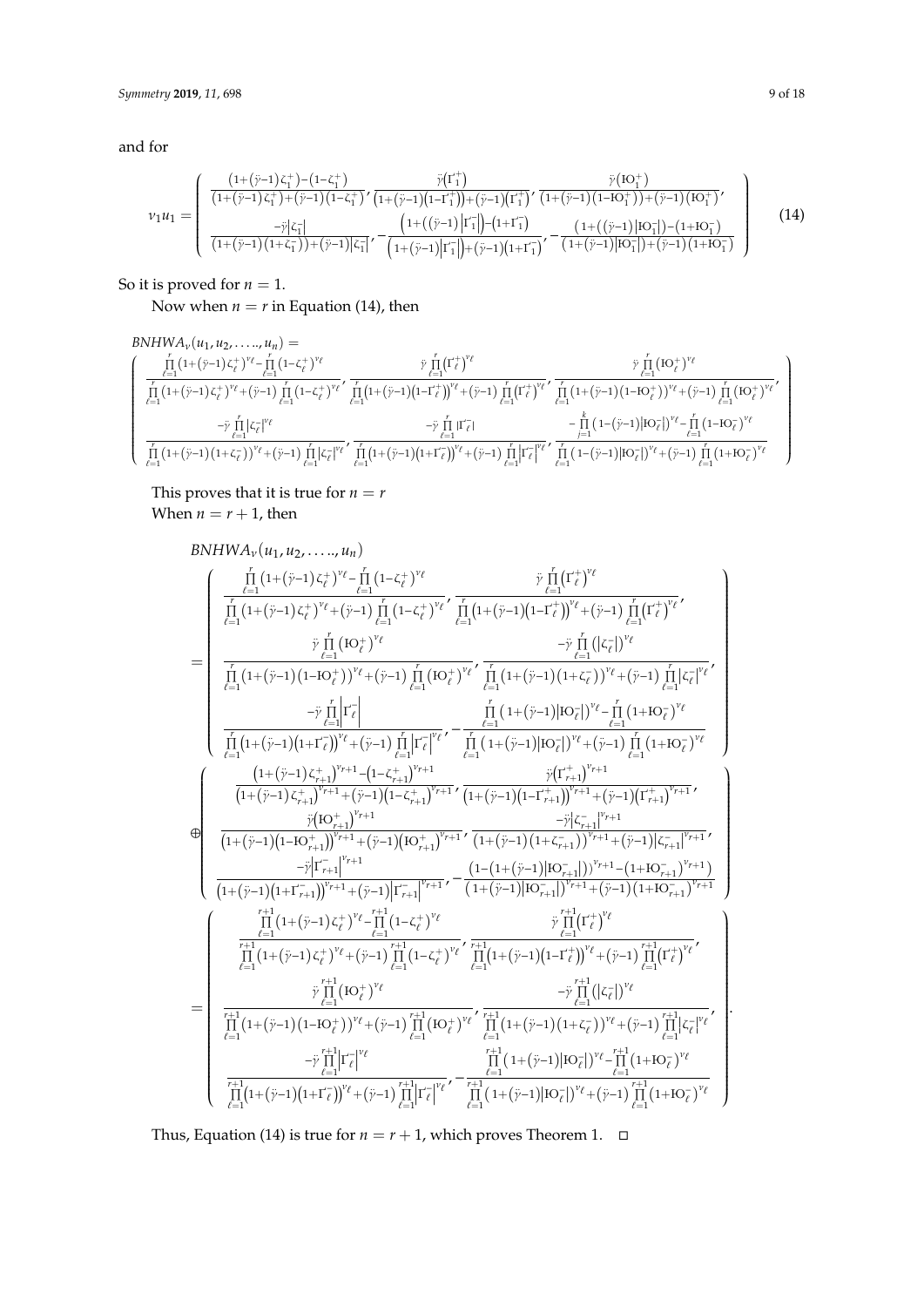and for

$$
\nu_1 u_1 = \left(\begin{array}{c}
\frac{\left(1+(\ddot{y}-1)\zeta_1^+\right)-\left(1-\zeta_1^+\right)}{\left(1+(\ddot{y}-1)\zeta_1^+\right)+(\ddot{y}-1)\left(1-\zeta_1^+\right)}, \frac{\ddot{y}\left(\Gamma_1^+\right)}{\left(1+(\ddot{y}-1)\left(1-\Gamma_1^+\right)\right)+(\ddot{y}-1)\left(\Gamma_1^+\right)}, \frac{\ddot{y}\left(\mathrm{IO}_1^+\right)}{\left(1+(\ddot{y}-1)\left(1-\mathrm{IO}_1^+\right)\right)+(\ddot{y}-1)\left(\mathrm{IO}_1^+\right)}, \\
\frac{-\ddot{y}\left|\zeta_1^-\right|}{\left(1+(\ddot{y}-1)\left(1+\zeta_1^-\right)\right)+(\ddot{y}-1)\left|\zeta_1^-\right|}, -\frac{\left(1+\left((\ddot{y}-1)\left|\Gamma_1^-\right|\right)-\left(1+\Gamma_1^-\right)\right)}{\left(1+(\ddot{y}-1)\left|\Gamma_1^-\right|\right)+(\ddot{y}-1)\left(1+\Gamma_1^-\right)}, -\frac{\left(1+\left((\ddot{y}-1)\left|\mathrm{IO}_1^-\right|\right)-\left(1+\mathrm{IO}_1^-\right)\right)}{\left(1+(\ddot{y}-1)\left|\mathrm{IO}_1^-\right|\right)+(\ddot{y}-1)\left(1+\mathrm{IO}_1^-\right)}
\end{array}\right) \tag{14}
$$

So it is proved for $n = 1$.

Now when $n = r$ in Equation (14), then

$$
BNHWA_\nu(u_1, u_2, \ldots, u_n) = \left(\begin{array}{c}
\frac{\prod_{\ell=1}^{r}\left(1+(\ddot{y}-1)\zeta_\ell^+\right)^{\nu_\ell}-\prod_{\ell=1}^{r}\left(1-\zeta_\ell^+\right)^{\nu_\ell}}{\prod_{\ell=1}^{r}\left(1+(\ddot{y}-1)\zeta_\ell^+\right)^{\nu_\ell}+(\ddot{y}-1)\prod_{\ell=1}^{r}\left(1-\zeta_\ell^+\right)^{\nu_\ell}}, \frac{\ddot{y}\prod_{\ell=1}^{r}\left(\Gamma_\ell^+\right)^{\nu_\ell}}{\prod_{\ell=1}^{r}\left(1+(\ddot{y}-1)\left(1-\Gamma_\ell^+\right)\right)^{\nu_\ell}+(\ddot{y}-1)\prod_{\ell=1}^{r}\left(\Gamma_\ell^+\right)^{\nu_\ell}}, \frac{\ddot{y}\prod_{\ell=1}^{r}\left(\mathrm{IO}_\ell^+\right)^{\nu_\ell}}{\prod_{\ell=1}^{r}\left(1+(\ddot{y}-1)\left(1-\mathrm{IO}_\ell^+\right)\right)^{\nu_\ell}+(\ddot{y}-1)\prod_{\ell=1}^{r}\left(\mathrm{IO}_\ell^+\right)^{\nu_\ell}}, \\
\frac{-\ddot{y}\prod_{\ell=1}^{r}\left|\zeta_\ell^-\right|^{\nu_\ell}}{\prod_{\ell=1}^{r}\left(1+(\ddot{y}-1)\left(1+\zeta_\ell^-\right)\right)^{\nu_\ell}+(\ddot{y}-1)\prod_{\ell=1}^{r}\left|\zeta_\ell^-\right|^{\nu_\ell}}, \frac{-\ddot{y}\prod_{\ell=1}^{r}\left|\Gamma_\ell^-\right|}{\prod_{\ell=1}^{r}\left(1+(\ddot{y}-1)\left(1+\Gamma_\ell^-\right)\right)^{\nu_\ell}+(\ddot{y}-1)\prod_{\ell=1}^{r}\left|\Gamma_\ell^-\right|^{\nu_\ell}}, \frac{-\prod_{j=1}^{k}\left(1-(\ddot{y}-1)\left|\mathrm{IO}_\ell^-\right|\right)^{\nu_\ell}-\prod_{\ell=1}^{r}\left(1-\mathrm{IO}_\ell^-\right)^{\nu_\ell}}{\prod_{\ell=1}^{r}\left(1-(\ddot{y}-1)\left|\mathrm{IO}_\ell^-\right|\right)^{\nu_\ell}+(\ddot{y}-1)\prod_{\ell=1}^{r}\left(1+\mathrm{IO}_\ell^-\right)^{\nu_\ell}}
\end{array}\right)
$$

This proves that it is true for $n = r$

When $n = r + 1$, then

$$
\begin{aligned}
&BNHWA_\nu(u_1, u_2, \ldots, u_n) \\
&= \left(\begin{array}{c}
\frac{\prod_{\ell=1}^{r}\left(1+(\ddot{y}-1)\zeta_\ell^+\right)^{\nu_\ell}-\prod_{\ell=1}^{r}\left(1-\zeta_\ell^+\right)^{\nu_\ell}}{\prod_{\ell=1}^{r}\left(1+(\ddot{y}-1)\zeta_\ell^+\right)^{\nu_\ell}+(\ddot{y}-1)\prod_{\ell=1}^{r}\left(1-\zeta_\ell^+\right)^{\nu_\ell}}, \frac{\ddot{y}\prod_{\ell=1}^{r}\left(\Gamma_\ell^+\right)^{\nu_\ell}}{\prod_{\ell=1}^{r}\left(1+(\ddot{y}-1)\left(1-\Gamma_\ell^+\right)\right)^{\nu_\ell}+(\ddot{y}-1)\prod_{\ell=1}^{r}\left(\Gamma_\ell^+\right)^{\nu_\ell}}, \\
\frac{\ddot{y}\prod_{\ell=1}^{r}\left(\mathrm{IO}_\ell^+\right)^{\nu_\ell}}{\prod_{\ell=1}^{r}\left(1+(\ddot{y}-1)\left(1-\mathrm{IO}_\ell^+\right)\right)^{\nu_\ell}+(\ddot{y}-1)\prod_{\ell=1}^{r}\left(\mathrm{IO}_\ell^+\right)^{\nu_\ell}}, \frac{-\ddot{y}\prod_{\ell=1}^{r}\left(\left|\zeta_\ell^-\right|\right)^{\nu_\ell}}{\prod_{\ell=1}^{r}\left(1+(\ddot{y}-1)\left(1+\zeta_\ell^-\right)\right)^{\nu_\ell}+(\ddot{y}-1)\prod_{\ell=1}^{r}\left|\zeta_\ell^-\right|^{\nu_\ell}}, \\
\frac{-\ddot{y}\prod_{\ell=1}^{r}\left|\Gamma_\ell^-\right|}{\prod_{\ell=1}^{r}\left(1+(\ddot{y}-1)\left(1+\Gamma_\ell^-\right)\right)^{\nu_\ell}+(\ddot{y}-1)\prod_{\ell=1}^{r}\left|\Gamma_\ell^-\right|^{\nu_\ell}}, -\frac{\prod_{\ell=1}^{r}\left(1+(\ddot{y}-1)\left|\mathrm{IO}_\ell^-\right|\right)^{\nu_\ell}-\prod_{\ell=1}^{r}\left(1+\mathrm{IO}_\ell^-\right)^{\nu_\ell}}{\prod_{\ell=1}^{r}\left(1+(\ddot{y}-1)\left|\mathrm{IO}_\ell^-\right|\right)^{\nu_\ell}+(\ddot{y}-1)\prod_{\ell=1}^{r}\left(1+\mathrm{IO}_\ell^-\right)^{\nu_\ell}}
\end{array}\right) \\
&\oplus \left(\begin{array}{c}
\frac{\left(1+(\ddot{y}-1)\zeta_{r+1}^+\right)^{\nu_{r+1}}-\left(1-\zeta_{r+1}^+\right)^{\nu_{r+1}}}{\left(1+(\ddot{y}-1)\zeta_{r+1}^+\right)^{\nu_{r+1}}+(\ddot{y}-1)\left(1-\zeta_{r+1}^+\right)^{\nu_{r+1}}}, \frac{\ddot{y}\left(\Gamma_{r+1}^+\right)^{\nu_{r+1}}}{\left(1+(\ddot{y}-1)\left(1-\Gamma_{r+1}^+\right)\right)^{\nu_{r+1}}+(\ddot{y}-1)\left(\Gamma_{r+1}^+\right)^{\nu_{r+1}}}, \\
\frac{\ddot{y}\left(\mathrm{IO}_{r+1}^+\right)^{\nu_{r+1}}}{\left(1+(\ddot{y}-1)\left(1-\mathrm{IO}_{r+1}^+\right)\right)^{\nu_{r+1}}+(\ddot{y}-1)\left(\mathrm{IO}_{r+1}^+\right)^{\nu_{r+1}}}, \frac{-\ddot{y}\left|\zeta_{r+1}^-\right|^{\nu_{r+1}}}{\left(1+(\ddot{y}-1)\left(1+\zeta_{r+1}^-\right)\right)^{\nu_{r+1}}+(\ddot{y}-1)\left|\zeta_{r+1}^-\right|^{\nu_{r+1}}}, \\
\frac{-\ddot{y}\left|\Gamma_{r+1}^-\right|^{\nu_{r+1}}}{\left(1+(\ddot{y}-1)\left(1+\Gamma_{r+1}^-\right)\right)^{\nu_{r+1}}+(\ddot{y}-1)\left|\Gamma_{r+1}^-\right|^{\nu_{r+1}}}, -\frac{\left(1-\left(1+(\ddot{y}-1)\left|\mathrm{IO}_{r+1}^-\right|\right)\right)^{\nu_{r+1}}-\left(1+\mathrm{IO}_{r+1}^-\right)^{\nu_{r+1}}}{\left(1+(\ddot{y}-1)\left|\mathrm{IO}_{r+1}^-\right|\right)^{\nu_{r+1}}+(\ddot{y}-1)\left(1+\mathrm{IO}_{r+1}^-\right)^{\nu_{r+1}}}
\end{array}\right) \\
&= \left(\begin{array}{c}
\frac{\prod_{\ell=1}^{r+1}\left(1+(\ddot{y}-1)\zeta_\ell^+\right)^{\nu_\ell}-\prod_{\ell=1}^{r+1}\left(1-\zeta_\ell^+\right)^{\nu_\ell}}{\prod_{\ell=1}^{r+1}\left(1+(\ddot{y}-1)\zeta_\ell^+\right)^{\nu_\ell}+(\ddot{y}-1)\prod_{\ell=1}^{r+1}\left(1-\zeta_\ell^+\right)^{\nu_\ell}}, \frac{\ddot{y}\prod_{\ell=1}^{r+1}\left(\Gamma_\ell^+\right)^{\nu_\ell}}{\prod_{\ell=1}^{r+1}\left(1+(\ddot{y}-1)\left(1-\Gamma_\ell^+\right)\right)^{\nu_\ell}+(\ddot{y}-1)\prod_{\ell=1}^{r+1}\left(\Gamma_\ell^+\right)^{\nu_\ell}}, \\
\frac{\ddot{y}\prod_{\ell=1}^{r+1}\left(\mathrm{IO}_\ell^+\right)^{\nu_\ell}}{\prod_{\ell=1}^{r+1}\left(1+(\ddot{y}-1)\left(1-\mathrm{IO}_\ell^+\right)\right)^{\nu_\ell}+(\ddot{y}-1)\prod_{\ell=1}^{r+1}\left(\mathrm{IO}_\ell^+\right)^{\nu_\ell}}, \frac{-\ddot{y}\prod_{\ell=1}^{r+1}\left(\left|\zeta_\ell^-\right|\right)^{\nu_\ell}}{\prod_{\ell=1}^{r+1}\left(1+(\ddot{y}-1)\left(1+\zeta_\ell^-\right)\right)^{\nu_\ell}+(\ddot{y}-1)\prod_{\ell=1}^{r+1}\left|\zeta_\ell^-\right|^{\nu_\ell}}, \\
\frac{-\ddot{y}\prod_{\ell=1}^{r+1}\left|\Gamma_\ell^-\right|^{\nu_\ell}}{\prod_{\ell=1}^{r+1}\left(1+(\ddot{y}-1)\left(1+\Gamma_\ell^-\right)\right)^{\nu_\ell}+(\ddot{y}-1)\prod_{\ell=1}^{r+1}\left|\Gamma_\ell^-\right|^{\nu_\ell}}, -\frac{\prod_{\ell=1}^{r+1}\left(1+(\ddot{y}-1)\left|\mathrm{IO}_\ell^-\right|\right)^{\nu_\ell}-\prod_{\ell=1}^{r+1}\left(1+\mathrm{IO}_\ell^-\right)^{\nu_\ell}}{\prod_{\ell=1}^{r+1}\left(1+(\ddot{y}-1)\left|\mathrm{IO}_\ell^-\right|\right)^{\nu_\ell}+(\ddot{y}-1)\prod_{\ell=1}^{r+1}\left(1+\mathrm{IO}_\ell^-\right)^{\nu_\ell}}
\end{array}\right).
\end{aligned}
$$

Thus, Equation (14) is true for $n = r + 1$, which proves Theorem 1. □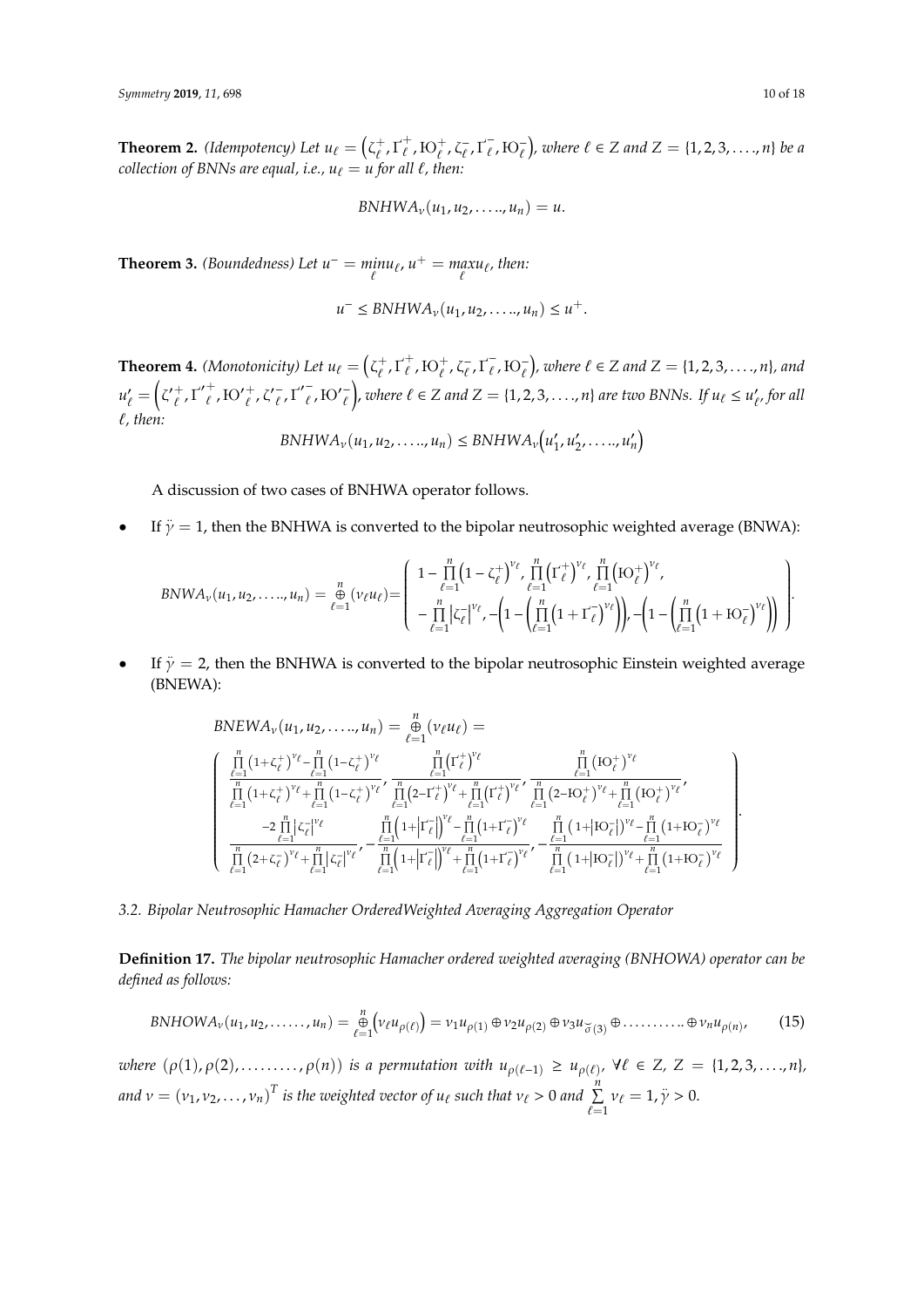**Theorem 2.** *(Idempotency) Let $u_\ell = \left(\zeta_\ell^+, \Gamma_\ell^{\prime +}, IO_\ell^+, \zeta_\ell^-, \Gamma_\ell^{\prime -}, IO_\ell^-\right)$, where $\ell \in Z$ and $Z = \{1, 2, 3, \ldots, n\}$ be a collection of BNNs are equal, i.e., $u_\ell = u$ for all $\ell$, then:*

$$BNHWA_\nu(u_1, u_2, \ldots, u_n) = u.$$

**Theorem 3.** *(Boundedness) Let $u^- = \min_\ell u_\ell$, $u^+ = \max_\ell u_\ell$, then:*

$$u^- \leq BNHWA_\nu(u_1, u_2, \ldots, u_n) \leq u^+.$$

**Theorem 4.** *(Monotonicity) Let $u_\ell = \left(\zeta_\ell^+, \Gamma_\ell^{\prime +}, IO_\ell^+, \zeta_\ell^-, \Gamma_\ell^{\prime -}, IO_\ell^-\right)$, where $\ell \in Z$ and $Z = \{1, 2, 3, \ldots, n\}$, and $u'_\ell = \left(\zeta'^+_\ell, \Gamma''^+_\ell, IO'^+_\ell, \zeta'^-_\ell, \Gamma''^-_\ell, IO'^-_\ell\right)$, where $\ell \in Z$ and $Z = \{1, 2, 3, \ldots, n\}$ are two BNNs. If $u_\ell \leq u'_\ell$, for all $\ell$, then:*

$$BNHWA_\nu(u_1, u_2, \ldots, u_n) \leq BNHWA_\nu\left(u'_1, u'_2, \ldots, u'_n\right)$$

A discussion of two cases of BNHWA operator follows.

- If $\ddot{\gamma} = 1$, then the BNHWA is converted to the bipolar neutrosophic weighted average (BNWA):

$$BNWA_\nu(u_1, u_2, \ldots, u_n) = \overset{n}{\underset{\ell=1}{\oplus}} (\nu_\ell u_\ell) = \begin{pmatrix} 1 - \prod_{\ell=1}^n \left(1 - \zeta_\ell^+\right)^{\nu_\ell}, \prod_{\ell=1}^n \left(\Gamma_\ell^{\prime +}\right)^{\nu_\ell}, \prod_{\ell=1}^n \left(IO_\ell^+\right)^{\nu_\ell}, \\ -\prod_{\ell=1}^n \left|\zeta_\ell^-\right|^{\nu_\ell}, -\left(1 - \left(\prod_{\ell=1}^n \left(1 + \Gamma_\ell^{\prime -}\right)^{\nu_\ell}\right)\right), -\left(1 - \left(\prod_{\ell=1}^n \left(1 + IO_\ell^-\right)^{\nu_\ell}\right)\right) \end{pmatrix}.$$

- If $\ddot{\gamma} = 2$, then the BNHWA is converted to the bipolar neutrosophic Einstein weighted average (BNEWA):

$$BNEWA_\nu(u_1, u_2, \ldots, u_n) = \overset{n}{\underset{\ell=1}{\oplus}} (\nu_\ell u_\ell) =$$

$$\begin{pmatrix} \frac{\prod_{\ell=1}^n \left(1+\zeta_\ell^+\right)^{\nu_\ell} - \prod_{\ell=1}^n \left(1-\zeta_\ell^+\right)^{\nu_\ell}}{\prod_{\ell=1}^n \left(1+\zeta_\ell^+\right)^{\nu_\ell} + \prod_{\ell=1}^n \left(1-\zeta_\ell^+\right)^{\nu_\ell}}, \frac{\prod_{\ell=1}^n \left(\Gamma_\ell^{\prime +}\right)^{\nu_\ell}}{\prod_{\ell=1}^n \left(2-\Gamma_\ell^{\prime +}\right)^{\nu_\ell} + \prod_{\ell=1}^n \left(\Gamma_\ell^{\prime +}\right)^{\nu_\ell}}, \frac{\prod_{\ell=1}^n \left(IO_\ell^+\right)^{\nu_\ell}}{\prod_{\ell=1}^n \left(2-IO_\ell^+\right)^{\nu_\ell} + \prod_{\ell=1}^n \left(IO_\ell^+\right)^{\nu_\ell}}, \\ \frac{-2\prod_{\ell=1}^n \left|\zeta_\ell^-\right|^{\nu_\ell}}{\prod_{\ell=1}^n \left(2+\zeta_\ell^-\right)^{\nu_\ell} + \prod_{\ell=1}^n \left|\zeta_\ell^-\right|^{\nu_\ell}}, -\frac{\prod_{\ell=1}^n \left(1+\left|\Gamma_\ell^{\prime -}\right|\right)^{\nu_\ell} - \prod_{\ell=1}^n \left(1+\Gamma_\ell^{\prime -}\right)^{\nu_\ell}}{\prod_{\ell=1}^n \left(1+\left|\Gamma_\ell^{\prime -}\right|\right)^{\nu_\ell} + \prod_{\ell=1}^n \left(1+\Gamma_\ell^{\prime -}\right)^{\nu_\ell}}, -\frac{\prod_{\ell=1}^n \left(1+\left|IO_\ell^-\right|\right)^{\nu_\ell} - \prod_{\ell=1}^n \left(1+IO_\ell^-\right)^{\nu_\ell}}{\prod_{\ell=1}^n \left(1+\left|IO_\ell^-\right|\right)^{\nu_\ell} + \prod_{\ell=1}^n \left(1+IO_\ell^-\right)^{\nu_\ell}} \end{pmatrix}.$$

### *3.2. Bipolar Neutrosophic Hamacher OrderedWeighted Averaging Aggregation Operator*

**Definition 17.** *The bipolar neutrosophic Hamacher ordered weighted averaging (BNHOWA) operator can be defined as follows:*

$$BNHOWA_\nu(u_1, u_2, \ldots, u_n) = \overset{n}{\underset{\ell=1}{\oplus}} \left(\nu_\ell u_{\rho(\ell)}\right) = \nu_1 u_{\rho(1)} \oplus \nu_2 u_{\rho(2)} \oplus \nu_3 u_{\breve{\sigma}(3)} \oplus \ldots \oplus \nu_n u_{\rho(n)}, \tag{15}$$

*where $(\rho(1), \rho(2), \ldots, \rho(n))$ is a permutation with $u_{\rho(\ell-1)} \geq u_{\rho(\ell)}$, $\forall \ell \in Z$, $Z = \{1, 2, 3, \ldots, n\}$, and $\nu = (\nu_1, \nu_2, \ldots, \nu_n)^T$ is the weighted vector of $u_\ell$ such that $\nu_\ell > 0$ and $\sum_{\ell=1}^n \nu_\ell = 1, \ddot{\gamma} > 0$.*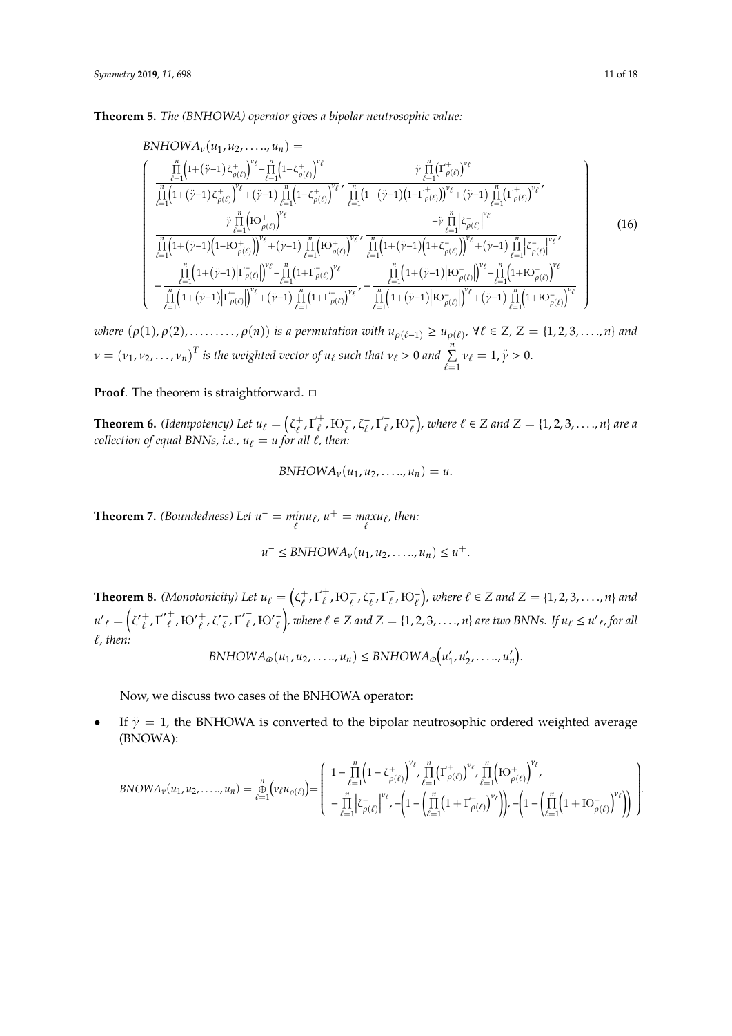**Theorem 5.** *The (BNHOWA) operator gives a bipolar neutrosophic value:*

$$
BNHOWA_{\nu}(u_1, u_2, \ldots.., u_n) = \left( \begin{array}{c} \frac{\prod_{\ell=1}^{n}\left(1+(\ddot{\gamma}-1)\zeta^{+}_{\rho(\ell)}\right)^{\nu_\ell}-\prod_{\ell=1}^{n}\left(1-\zeta^{+}_{\rho(\ell)}\right)^{\nu_\ell}}{\prod_{\ell=1}^{n}\left(1+(\ddot{\gamma}-1)\zeta^{+}_{\rho(\ell)}\right)^{\nu_\ell}+(\ddot{\gamma}-1)\prod_{\ell=1}^{n}\left(1-\zeta^{+}_{\rho(\ell)}\right)^{\nu_\ell}}, \frac{\ddot{\gamma}\prod_{\ell=1}^{n}\left(\Gamma^{+}_{\rho(\ell)}\right)^{\nu_\ell}}{\prod_{\ell=1}^{n}\left(1+(\ddot{\gamma}-1)\left(1-\Gamma^{+}_{\rho(\ell)}\right)\right)^{\nu_\ell}+(\ddot{\gamma}-1)\prod_{\ell=1}^{n}\left(\Gamma^{+}_{\rho(\ell)}\right)^{\nu_\ell}}, \\ \frac{\ddot{\gamma}\prod_{\ell=1}^{n}\left(\text{IO}^{+}_{\rho(\ell)}\right)^{\nu_\ell}}{\prod_{\ell=1}^{n}\left(1+(\ddot{\gamma}-1)\left(1-\text{IO}^{+}_{\rho(\ell)}\right)\right)^{\nu_\ell}+(\ddot{\gamma}-1)\prod_{\ell=1}^{n}\left(\text{IO}^{+}_{\rho(\ell)}\right)^{\nu_\ell}}, \frac{-\ddot{\gamma}\prod_{\ell=1}^{n}\left|\zeta^{-}_{\rho(\ell)}\right|^{\nu_\ell}}{\prod_{\ell=1}^{n}\left(1+(\ddot{\gamma}-1)\left(1+\zeta^{-}_{\rho(\ell)}\right)\right)^{\nu_\ell}+(\ddot{\gamma}-1)\prod_{\ell=1}^{n}\left|\zeta^{-}_{\rho(\ell)}\right|^{\nu_\ell}}, \\ -\frac{\prod_{\ell=1}^{n}\left(1+(\ddot{\gamma}-1)\left|\Gamma^{-}_{\rho(\ell)}\right|\right)^{\nu_\ell}-\prod_{\ell=1}^{n}\left(1+\Gamma^{-}_{\rho(\ell)}\right)^{\nu_\ell}}{\prod_{\ell=1}^{n}\left(1+(\ddot{\gamma}-1)\left|\Gamma^{-}_{\rho(\ell)}\right|\right)^{\nu_\ell}+(\ddot{\gamma}-1)\prod_{\ell=1}^{n}\left(1+\Gamma^{-}_{\rho(\ell)}\right)^{\nu_\ell}}, -\frac{\prod_{\ell=1}^{n}\left(1+(\ddot{\gamma}-1)\left|\text{IO}^{-}_{\rho(\ell)}\right|\right)^{\nu_\ell}-\prod_{\ell=1}^{n}\left(1+\text{IO}^{-}_{\rho(\ell)}\right)^{\nu_\ell}}{\prod_{\ell=1}^{n}\left(1+(\ddot{\gamma}-1)\left|\text{IO}^{-}_{\rho(\ell)}\right|\right)^{\nu_\ell}+(\ddot{\gamma}-1)\prod_{\ell=1}^{n}\left(1+\text{IO}^{-}_{\rho(\ell)}\right)^{\nu_\ell}} \end{array} \right) \tag{16}
$$

*where* $(\rho(1), \rho(2), \ldots\ldots\ldots, \rho(n))$ *is a permutation with* $u_{\rho(\ell-1)} \geq u_{\rho(\ell)}$, $\forall \ell \in Z$, $Z = \{1, 2, 3, \ldots., n\}$ *and* $\nu = (\nu_1, \nu_2, \ldots, \nu_n)^T$ *is the weighted vector of* $u_\ell$ *such that* $\nu_\ell > 0$ *and* $\sum_{\ell=1}^{n} \nu_\ell = 1, \ddot{\gamma} > 0$.

**Proof**. The theorem is straightforward. □

**Theorem 6.** *(Idempotency) Let* $u_\ell = \left(\zeta^{+}_{\ell}, \Gamma^{+}_{\ell}, \text{IO}^{+}_{\ell}, \zeta^{-}_{\ell}, \Gamma^{-}_{\ell}, \text{IO}^{-}_{\ell}\right)$*, where* $\ell \in Z$ *and* $Z = \{1, 2, 3, \ldots., n\}$ *are a collection of equal BNNs, i.e.,* $u_\ell = u$ *for all* $\ell$*, then:*

$$
BNHOWA_{\nu}(u_1, u_2, \ldots.., u_n) = u.
$$

**Theorem 7.** *(Boundedness) Let* $u^{-} = \min_{\ell} u_\ell$, $u^{+} = \max_{\ell} u_\ell$*, then:*

$$
u^{-} \leq BNHOWA_{\nu}(u_1, u_2, \ldots.., u_n) \leq u^{+}.
$$

**Theorem 8.** *(Monotonicity) Let* $u_\ell = \left(\zeta^{+}_{\ell}, \Gamma^{+}_{\ell}, \text{IO}^{+}_{\ell}, \zeta^{-}_{\ell}, \Gamma^{-}_{\ell}, \text{IO}^{-}_{\ell}\right)$*, where* $\ell \in Z$ *and* $Z = \{1, 2, 3, \ldots., n\}$ *and* $u'_\ell = \left(\zeta'^{+}_{\ell}, \Gamma'^{+}_{\ell}, \text{IO}'^{+}_{\ell}, \zeta'^{-}_{\ell}, \Gamma'^{-}_{\ell}, \text{IO}'^{-}_{\ell}\right)$*, where* $\ell \in Z$ *and* $Z = \{1, 2, 3, \ldots., n\}$ *are two BNNs. If* $u_\ell \leq u'_\ell$*, for all* $\ell$*, then:*

$$
BNHOWA_{\varpi}(u_1, u_2, \ldots.., u_n) \leq BNHOWA_{\varpi}\left(u'_1, u'_2, \ldots.., u'_n\right).
$$

Now, we discuss two cases of the BNHOWA operator:

- If $\ddot{\gamma} = 1$, the BNHOWA is converted to the bipolar neutrosophic ordered weighted average (BNOWA):

$$
BNOWA_{\nu}(u_1, u_2, \ldots.., u_n) = \oplus_{\ell=1}^{n}\left(\nu_\ell u_{\rho(\ell)}\right) = \left( \begin{array}{c} 1 - \prod_{\ell=1}^{n}\left(1-\zeta^{+}_{\rho(\ell)}\right)^{\nu_\ell}, \prod_{\ell=1}^{n}\left(\Gamma^{+}_{\rho(\ell)}\right)^{\nu_\ell}, \prod_{\ell=1}^{n}\left(\text{IO}^{+}_{\rho(\ell)}\right)^{\nu_\ell}, \\ -\prod_{\ell=1}^{n}\left|\zeta^{-}_{\rho(\ell)}\right|^{\nu_\ell}, -\left(1-\left(\prod_{\ell=1}^{n}\left(1+\Gamma^{-}_{\rho(\ell)}\right)^{\nu_\ell}\right)\right), -\left(1-\left(\prod_{\ell=1}^{n}\left(1+\text{IO}^{-}_{\rho(\ell)}\right)^{\nu_\ell}\right)\right) \end{array} \right).
$$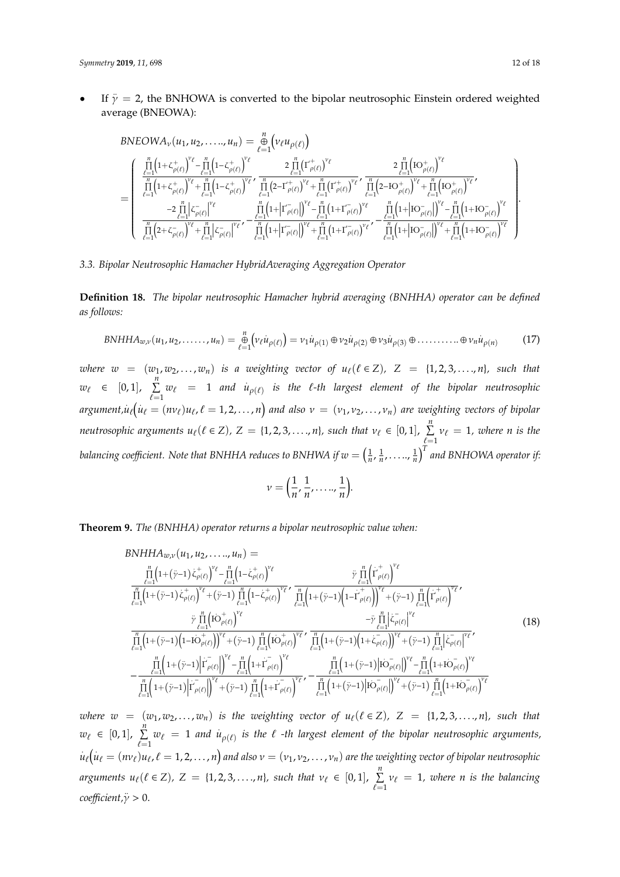- If $\ddot{\gamma} = 2$, the BNHOWA is converted to the bipolar neutrosophic Einstein ordered weighted average (BNEOWA):

$$
BNEOWA_{\nu}(u_1, u_2, \ldots.., u_n) = \overset{n}{\underset{\ell=1}{\oplus}}\left(\nu_\ell u_{\rho(\ell)}\right)
$$

$$
= \left(\begin{array}{c}
\frac{\prod_{\ell=1}^{n}\left(1+\zeta^{+}_{\rho(\ell)}\right)^{\nu_\ell}-\prod_{\ell=1}^{n}\left(1-\zeta^{+}_{\rho(\ell)}\right)^{\nu_\ell}}{\prod_{\ell=1}^{n}\left(1+\zeta^{+}_{\rho(\ell)}\right)^{\nu_\ell}+\prod_{\ell=1}^{n}\left(1-\zeta^{+}_{\rho(\ell)}\right)^{\nu_\ell}}, \frac{2\prod_{\ell=1}^{n}\left(\Gamma^{+}_{\rho(\ell)}\right)^{\nu_\ell}}{\prod_{\ell=1}^{n}\left(2-\Gamma^{+}_{\rho(\ell)}\right)^{\nu_\ell}+\prod_{\ell=1}^{n}\left(\Gamma^{+}_{\rho(\ell)}\right)^{\nu_\ell}}, \frac{2\prod_{\ell=1}^{n}\left(\text{IO}^{+}_{\rho(\ell)}\right)^{\nu_\ell}}{\prod_{\ell=1}^{n}\left(2-\text{IO}^{+}_{\rho(\ell)}\right)^{\nu_\ell}+\prod_{\ell=1}^{n}\left(\text{IO}^{+}_{\rho(\ell)}\right)^{\nu_\ell}}, \\
\frac{-2\prod_{\ell=1}^{n}\left|\zeta^{-}_{\rho(\ell)}\right|^{\nu_\ell}}{\prod_{\ell=1}^{n}\left(2+\zeta^{-}_{\rho(\ell)}\right)^{\nu_\ell}+\prod_{\ell=1}^{n}\left|\zeta^{-}_{\rho(\ell)}\right|^{\nu_\ell}}, -\frac{\prod_{\ell=1}^{n}\left(1+\left|\Gamma^{-}_{\rho(\ell)}\right|\right)^{\nu_\ell}-\prod_{\ell=1}^{n}\left(1+\Gamma^{-}_{\rho(\ell)}\right)^{\nu_\ell}}{\prod_{\ell=1}^{n}\left(1+\left|\Gamma^{-}_{\rho(\ell)}\right|\right)^{\nu_\ell}+\prod_{\ell=1}^{n}\left(1+\Gamma^{-}_{\rho(\ell)}\right)^{\nu_\ell}}, -\frac{\prod_{\ell=1}^{n}\left(1+\left|\text{IO}^{-}_{\rho(\ell)}\right|\right)^{\nu_\ell}-\prod_{\ell=1}^{n}\left(1+\text{IO}^{-}_{\rho(\ell)}\right)^{\nu_\ell}}{\prod_{\ell=1}^{n}\left(1+\left|\text{IO}^{-}_{\rho(\ell)}\right|\right)^{\nu_\ell}+\prod_{\ell=1}^{n}\left(1+\text{IO}^{-}_{\rho(\ell)}\right)^{\nu_\ell}}
\end{array}\right).
$$

### 3.3. Bipolar Neutrosophic Hamacher HybridAveraging Aggregation Operator

**Definition 18.** *The bipolar neutrosophic Hamacher hybrid averaging (BNHHA) operator can be defined as follows:*

$$
BNHHA_{w,\nu}(u_1, u_2, \ldots\ldots, u_n) = \overset{n}{\underset{\ell=1}{\oplus}}\left(\nu_\ell \dot{u}_{\rho(\ell)}\right) = \nu_1 \dot{u}_{\rho(1)} \oplus \nu_2 \dot{u}_{\rho(2)} \oplus \nu_3 \dot{u}_{\rho(3)} \oplus \ldots\ldots\ldots.. \oplus \nu_n \dot{u}_{\rho(n)} \tag{17}
$$

*where $w = (w_1, w_2, \ldots, w_n)$ is a weighting vector of $u_\ell (\ell \in Z)$, $Z = \{1, 2, 3, \ldots., n\}$, such that $w_\ell \in [0, 1]$, $\sum_{\ell=1}^{n} w_\ell = 1$ and $\dot{u}_{\rho(\ell)}$ is the $\ell$-th largest element of the bipolar neutrosophic argument,$\dot{u}_\ell\left(\dot{u}_\ell = (n\nu_\ell)u_\ell, \ell = 1, 2, \ldots, n\right)$ and also $\nu = (\nu_1, \nu_2, \ldots, \nu_n)$ are weighting vectors of bipolar neutrosophic arguments $u_\ell (\ell \in Z)$, $Z = \{1, 2, 3, \ldots., n\}$, such that $\nu_\ell \in [0, 1]$, $\sum_{\ell=1}^{n} \nu_\ell = 1$, where n is the balancing coefficient. Note that BNHHA reduces to BNHWA if $w = \left(\frac{1}{n}, \frac{1}{n}, \ldots.., \frac{1}{n}\right)^T$ and BNHOWA operator if:*

$$
\nu = \left(\frac{1}{n}, \frac{1}{n}, \ldots.., \frac{1}{n}\right).
$$

**Theorem 9.** *The (BNHHA) operator returns a bipolar neutrosophic value when:*

$$
\begin{array}{c}
BNHHA_{w,\nu}(u_1, u_2, \ldots.., u_n) = \\
\frac{\prod_{\ell=1}^{n}\left(1+(\ddot{\gamma}-1)\dot{\zeta}^{+}_{\rho(\ell)}\right)^{\nu_\ell}-\prod_{\ell=1}^{n}\left(1-\dot{\zeta}^{+}_{\rho(\ell)}\right)^{\nu_\ell}}{\prod_{\ell=1}^{n}\left(1+(\ddot{\gamma}-1)\dot{\zeta}^{+}_{\rho(\ell)}\right)^{\nu_\ell}+(\ddot{\gamma}-1)\prod_{\ell=1}^{n}\left(1-\dot{\zeta}^{+}_{\rho(\ell)}\right)^{\nu_\ell}}, \frac{\ddot{\gamma}\prod_{\ell=1}^{n}\left(\dot{\Gamma}^{+}_{\rho(\ell)}\right)^{\nu_\ell}}{\prod_{\ell=1}^{n}\left(1+(\ddot{\gamma}-1)\left(1-\dot{\Gamma}^{+}_{\rho(\ell)}\right)\right)^{\nu_\ell}+(\ddot{\gamma}-1)\prod_{\ell=1}^{n}\left(\dot{\zeta}^{+}_{\rho(\ell)}\right)^{\nu_\ell}}, \\
\frac{\ddot{\gamma}\prod_{\ell=1}^{n}\left(\dot{\text{IO}}^{+}_{\rho(\ell)}\right)^{\nu_\ell}}{\prod_{\ell=1}^{n}\left(1+(\ddot{\gamma}-1)\left(1-\dot{\text{IO}}^{+}_{\rho(\ell)}\right)\right)^{\nu_\ell}+(\ddot{\gamma}-1)\prod_{\ell=1}^{n}\left(\dot{\text{IO}}^{+}_{\rho(\ell)}\right)^{\nu_\ell}}, \frac{-\ddot{\gamma}\prod_{\ell=1}^{n}\left|\dot{\zeta}^{-}_{\rho(\ell)}\right|^{\nu_\ell}}{\prod_{\ell=1}^{n}\left(1+(\ddot{\gamma}-1)\left(1+\dot{\zeta}^{-}_{\rho(\ell)}\right)\right)^{\nu_\ell}+(\ddot{\gamma}-1)\prod_{\ell=1}^{n}\left|\dot{\zeta}^{-}_{\rho(\ell)}\right|^{\nu_\ell}}, \\
-\frac{\prod_{\ell=1}^{n}\left(1+(\ddot{\gamma}-1)\left|\dot{\Gamma}^{-}_{\rho(\ell)}\right|\right)^{\nu_\ell}-\prod_{\ell=1}^{n}\left(1+\dot{\Gamma}^{-}_{\rho(\ell)}\right)^{\nu_\ell}}{\prod_{\ell=1}^{n}\left(1+(\ddot{\gamma}-1)\left|\dot{\Gamma}^{-}_{\rho(\ell)}\right|\right)^{\nu_\ell}+(\ddot{\gamma}-1)\prod_{\ell=1}^{n}\left(1+\dot{\Gamma}^{-}_{\rho(\ell)}\right)^{\nu_\ell}}, -\frac{\prod_{\ell=1}^{n}\left(1+(\ddot{\gamma}-1)\left|\dot{\text{IO}}^{-}_{\rho(\ell)}\right|\right)^{\nu_\ell}-\prod_{\ell=1}^{n}\left(1+\dot{\text{IO}}^{-}_{\rho(\ell)}\right)^{\nu_\ell}}{\prod_{\ell=1}^{n}\left(1+(\ddot{\gamma}-1)\left|\dot{\text{IO}}^{-}_{\rho(\ell)}\right|\right)^{\nu_\ell}+(\ddot{\gamma}-1)\prod_{\ell=1}^{n}\left(1+\dot{\text{IO}}^{-}_{\rho(\ell)}\right)^{\nu_\ell}}
\end{array} \tag{18}
$$

*where $w = (w_1, w_2, \ldots, w_n)$ is the weighting vector of $u_\ell (\ell \in Z)$, $Z = \{1, 2, 3, \ldots., n\}$, such that $w_\ell \in [0, 1]$, $\sum_{\ell=1}^{n} w_\ell = 1$ and $\dot{u}_{\rho(\ell)}$ is the $\ell$ -th largest element of the bipolar neutrosophic arguments, $\dot{u}_\ell\left(\dot{u}_\ell = (n\nu_\ell)u_\ell, \ell = 1, 2, \ldots, n\right)$ and also $\nu = (\nu_1, \nu_2, \ldots, \nu_n)$ are the weighting vector of bipolar neutrosophic arguments $u_\ell (\ell \in Z)$, $Z = \{1, 2, 3, \ldots., n\}$, such that $\nu_\ell \in [0, 1]$, $\sum_{\ell=1}^{n} \nu_\ell = 1$, where n is the balancing coefficient,$\ddot{\gamma} > 0$.*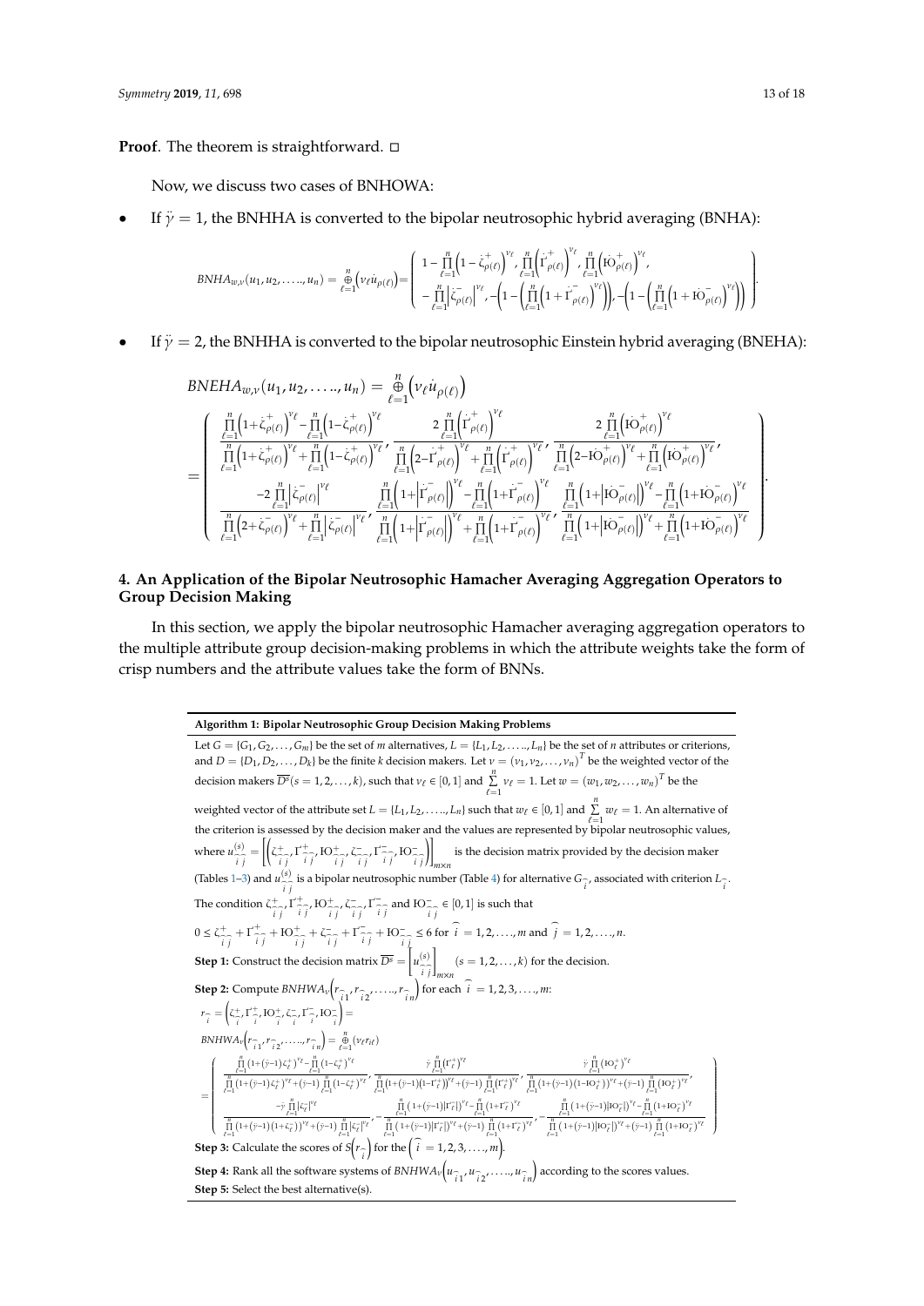**Proof.** The theorem is straightforward. □

Now, we discuss two cases of BNHOWA:

- If $\ddot{\gamma} = 1$, the BNHHA is converted to the bipolar neutrosophic hybrid averaging (BNHA):

$$BNHA_{w,v}(u_1, u_2, \ldots, u_n) = \overset{n}{\underset{\ell=1}{\oplus}} \left(v_\ell \dot{u}_{\rho(\ell)}\right) = \left( \begin{array}{c} 1 - \prod_{\ell=1}^{n}\left(1 - \dot{\zeta}^{+}_{\rho(\ell)}\right)^{v_\ell}, \prod_{\ell=1}^{n}\left(\dot{\Gamma}^{+}_{\rho(\ell)}\right)^{v_\ell}, \prod_{\ell=1}^{n}\left(\dot{IO}^{+}_{\rho(\ell)}\right)^{v_\ell}, \\ -\prod_{\ell=1}^{n}\left|\dot{\zeta}^{-}_{\rho(\ell)}\right|^{v_\ell}, -\left(1 - \left(\prod_{\ell=1}^{n}\left(1 + \dot{\Gamma}^{-}_{\rho(\ell)}\right)^{v_\ell}\right)\right), -\left(1 - \left(\prod_{\ell=1}^{n}\left(1 + \dot{IO}^{-}_{\rho(\ell)}\right)^{v_\ell}\right)\right) \end{array} \right).$$

- If $\ddot{\gamma} = 2$, the BNHHA is converted to the bipolar neutrosophic Einstein hybrid averaging (BNEHA):

$$BNEHA_{w,v}(u_1, u_2, \ldots, u_n) = \overset{n}{\underset{\ell=1}{\oplus}} \left(v_\ell \dot{u}_{\rho(\ell)}\right)$$

$$= \left( \begin{array}{c} \frac{\prod_{\ell=1}^{n}\left(1+\dot{\zeta}^{+}_{\rho(\ell)}\right)^{v_\ell} - \prod_{\ell=1}^{n}\left(1-\dot{\zeta}^{+}_{\rho(\ell)}\right)^{v_\ell}}{\prod_{\ell=1}^{n}\left(1+\dot{\zeta}^{+}_{\rho(\ell)}\right)^{v_\ell} + \prod_{\ell=1}^{n}\left(1-\dot{\zeta}^{+}_{\rho(\ell)}\right)^{v_\ell}}, \frac{2\prod_{\ell=1}^{n}\left(\dot{\Gamma}^{+}_{\rho(\ell)}\right)^{v_\ell}}{\prod_{\ell=1}^{n}\left(2-\dot{\Gamma}^{+}_{\rho(\ell)}\right)^{v_\ell} + \prod_{\ell=1}^{n}\left(\dot{\Gamma}^{+}_{\rho(\ell)}\right)^{v_\ell}}, \frac{2\prod_{\ell=1}^{n}\left(\dot{IO}^{+}_{\rho(\ell)}\right)^{v_\ell}}{\prod_{\ell=1}^{n}\left(2-\dot{IO}^{+}_{\rho(\ell)}\right)^{v_\ell} + \prod_{\ell=1}^{n}\left(\dot{IO}^{+}_{\rho(\ell)}\right)^{v_\ell}}, \\ \frac{-2\prod_{\ell=1}^{n}\left|\dot{\zeta}^{-}_{\rho(\ell)}\right|^{v_\ell}}{\prod_{\ell=1}^{n}\left(2+\dot{\zeta}^{-}_{\rho(\ell)}\right)^{v_\ell} + \prod_{\ell=1}^{n}\left|\dot{\zeta}^{-}_{\rho(\ell)}\right|^{v_\ell}}, \frac{\prod_{\ell=1}^{n}\left(1+\left|\dot{\Gamma}^{-}_{\rho(\ell)}\right|\right)^{v_\ell} - \prod_{\ell=1}^{n}\left(1+\dot{\Gamma}^{-}_{\rho(\ell)}\right)^{v_\ell}}{\prod_{\ell=1}^{n}\left(1+\left|\dot{\Gamma}^{-}_{\rho(\ell)}\right|\right)^{v_\ell} + \prod_{\ell=1}^{n}\left(1+\dot{\Gamma}^{-}_{\rho(\ell)}\right)^{v_\ell}}, \frac{\prod_{\ell=1}^{n}\left(1+\left|\dot{IO}^{-}_{\rho(\ell)}\right|\right)^{v_\ell} - \prod_{\ell=1}^{n}\left(1+\dot{IO}^{-}_{\rho(\ell)}\right)^{v_\ell}}{\prod_{\ell=1}^{n}\left(1+\left|\dot{IO}^{-}_{\rho(\ell)}\right|\right)^{v_\ell} + \prod_{\ell=1}^{n}\left(1+\dot{IO}^{-}_{\rho(\ell)}\right)^{v_\ell}} \end{array} \right).$$

## 4. An Application of the Bipolar Neutrosophic Hamacher Averaging Aggregation Operators to Group Decision Making

In this section, we apply the bipolar neutrosophic Hamacher averaging aggregation operators to the multiple attribute group decision-making problems in which the attribute weights take the form of crisp numbers and the attribute values take the form of BNNs.

**Algorithm 1: Bipolar Neutrosophic Group Decision Making Problems**

Let $G = \{G_1, G_2, \ldots, G_m\}$ be the set of $m$ alternatives, $L = \{L_1, L_2, \ldots, L_n\}$ be the set of $n$ attributes or criterions, and $D = \{D_1, D_2, \ldots, D_k\}$ be the finite $k$ decision makers. Let $\nu = (\nu_1, \nu_2, \ldots, \nu_n)^T$ be the weighted vector of the decision makers $\overline{D^s}(s = 1, 2, \ldots, k)$, such that $\nu_\ell \in [0,1]$ and $\sum_{\ell=1}^{n} \nu_\ell = 1$. Let $w = (w_1, w_2, \ldots, w_n)^T$ be the weighted vector of the attribute set $L = \{L_1, L_2, \ldots, L_n\}$ such that $w_\ell \in [0,1]$ and $\sum_{\ell=1}^{n} w_\ell = 1$. An alternative of the criterion is assessed by the decision maker and the values are represented by bipolar neutrosophic values, where $u^{(s)}_{\widehat{i}\widehat{j}} = \left[\left(\zeta^{+}_{\widehat{i}\widehat{j}}, \Gamma^{+}_{\widehat{i}\widehat{j}}, IO^{+}_{\widehat{i}\widehat{j}}, \zeta^{-}_{\widehat{i}\widehat{j}}, \Gamma^{-}_{\widehat{i}\widehat{j}}, IO^{-}_{\widehat{i}\widehat{j}}\right)\right]_{m\times n}$ is the decision matrix provided by the decision maker (Tables 1–3) and $u^{(s)}_{\widehat{i}\widehat{j}}$ is a bipolar neutrosophic number (Table 4) for alternative $G_{\widehat{i}}$, associated with criterion $L_{\widehat{i}}$.
The condition $\zeta^{+}_{\widehat{i}\widehat{j}}, \Gamma^{+}_{\widehat{i}\widehat{j}}, IO^{+}_{\widehat{i}\widehat{j}}, \zeta^{-}_{\widehat{i}\widehat{j}}, \Gamma^{-}_{\widehat{i}\widehat{j}}$ and $IO^{-}_{\widehat{i}\widehat{j}} \in [0,1]$ is such that
$0 \le \zeta^{+}_{\widehat{i}\widehat{j}} + \Gamma^{+}_{\widehat{i}\widehat{j}} + IO^{+}_{\widehat{i}\widehat{j}} + \zeta^{-}_{\widehat{i}\widehat{j}} + \Gamma^{-}_{\widehat{i}\widehat{j}} + IO^{-}_{\widehat{i}\widehat{j}} \le 6$ for $\widehat{i} = 1, 2, \ldots, m$ and $\widehat{j} = 1, 2, \ldots, n$.

**Step 1:** Construct the decision matrix $\overline{D^s} = \left[u^{(s)}_{\widehat{i}\widehat{j}}\right]_{m\times n}$ $(s = 1, 2, \ldots, k)$ for the decision.

**Step 2:** Compute $BNHWA_\nu\left(r_{\widehat{i}1}, r_{\widehat{i}2}, \ldots, r_{\widehat{i}n}\right)$ for each $\widehat{i} = 1, 2, 3, \ldots, m$:

$$r_{\widehat{i}} = \left(\zeta^{+}_{\widehat{i}}, \Gamma^{+}_{\widehat{i}}, IO^{+}_{\widehat{i}}, \zeta^{-}_{\widehat{i}}, \Gamma^{-}_{\widehat{i}}, IO^{-}_{\widehat{i}}\right) =$$

$$BNHWA_\nu\left(r_{\widehat{i}1}, r_{\widehat{i}2}, \ldots, r_{\widehat{i}n}\right) = \overset{n}{\underset{\ell=1}{\oplus}} \left(\nu_\ell r_{i\ell}\right)$$

$$= \left( \begin{array}{c} \frac{\prod_{\ell=1}^{n}\left(1+(\ddot{\gamma}-1)\zeta^{+}_{\ell}\right)^{\nu_\ell} - \prod_{\ell=1}^{n}\left(1-\zeta^{+}_{\ell}\right)^{\nu_\ell}}{\prod_{\ell=1}^{n}\left(1+(\ddot{\gamma}-1)\zeta^{+}_{\ell}\right)^{\nu_\ell} + (\ddot{\gamma}-1)\prod_{\ell=1}^{n}\left(1-\zeta^{+}_{\ell}\right)^{\nu_\ell}}, \frac{\ddot{\gamma}\prod_{\ell=1}^{n}\left(\Gamma^{+}_{\ell}\right)^{\nu_\ell}}{\prod_{\ell=1}^{n}\left(1+(\ddot{\gamma}-1)\left(1-\Gamma^{+}_{\ell}\right)\right)^{\nu_\ell} + (\ddot{\gamma}-1)\prod_{\ell=1}^{n}\left(\Gamma^{+}_{\ell}\right)^{\nu_\ell}}, \frac{\ddot{\gamma}\prod_{\ell=1}^{n}\left(IO^{+}_{\ell}\right)^{\nu_\ell}}{\prod_{\ell=1}^{n}\left(1+(\ddot{\gamma}-1)\left(1-IO^{+}_{\ell}\right)\right)^{\nu_\ell} + (\ddot{\gamma}-1)\prod_{\ell=1}^{n}\left(IO^{+}_{\ell}\right)^{\nu_\ell}}, \\ \frac{-\ddot{\gamma}\prod_{\ell=1}^{n}\left|\zeta^{-}_{\ell}\right|^{\nu_\ell}}{\prod_{\ell=1}^{n}\left(1+(\ddot{\gamma}-1)\left(1+\zeta^{-}_{\ell}\right)\right)^{\nu_\ell} + (\ddot{\gamma}-1)\prod_{\ell=1}^{n}\left|\zeta^{-}_{\ell}\right|^{\nu_\ell}}, -\frac{\prod_{\ell=1}^{n}\left(1+(\ddot{\gamma}-1)\left|\Gamma^{-}_{\ell}\right|\right)^{\nu_\ell} - \prod_{\ell=1}^{n}\left(1+\Gamma^{-}_{\ell}\right)^{\nu_\ell}}{\prod_{\ell=1}^{n}\left(1+(\ddot{\gamma}-1)\left|\Gamma^{-}_{\ell}\right|\right)^{\nu_\ell} + (\ddot{\gamma}-1)\prod_{\ell=1}^{n}\left(1+\Gamma^{-}_{\ell}\right)^{\nu_\ell}}, -\frac{\prod_{\ell=1}^{n}\left(1+(\ddot{\gamma}-1)\left|IO^{-}_{\ell}\right|\right)^{\nu_\ell} - \prod_{\ell=1}^{n}\left(1+IO^{-}_{\ell}\right)^{\nu_\ell}}{\prod_{\ell=1}^{n}\left(1+(\ddot{\gamma}-1)\left|IO^{-}_{\ell}\right|\right)^{\nu_\ell} + (\ddot{\gamma}-1)\prod_{\ell=1}^{n}\left(1+IO^{-}_{\ell}\right)^{\nu_\ell}} \end{array} \right)$$

**Step 3:** Calculate the scores of $S\left(r_{\widehat{i}}\right)$ for the $\left(\widehat{i} = 1, 2, 3, \ldots, m\right)$.

**Step 4:** Rank all the software systems of $BNHWA_\nu\left(u_{\widehat{i}1}, u_{\widehat{i}2}, \ldots, u_{\widehat{i}n}\right)$ according to the scores values.

**Step 5:** Select the best alternative(s).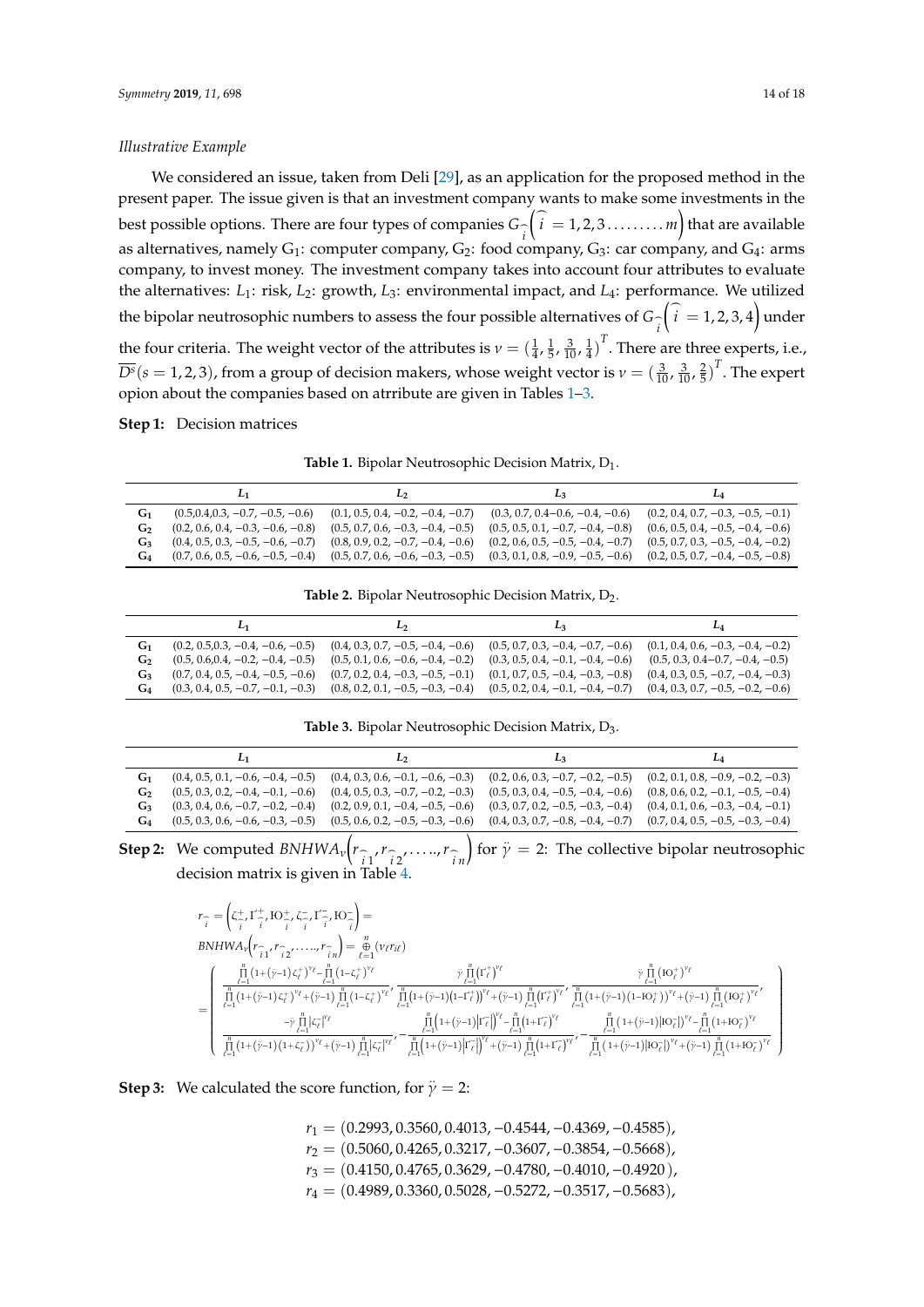*Illustrative Example*

We considered an issue, taken from Deli [29], as an application for the proposed method in the present paper. The issue given is that an investment company wants to make some investments in the best possible options. There are four types of companies $G_{\widehat{i}}\left(\widehat{i} = 1, 2, 3 \ldots\ldots\ldots m\right)$ that are available as alternatives, namely $G_1$: computer company, $G_2$: food company, $G_3$: car company, and $G_4$: arms company, to invest money. The investment company takes into account four attributes to evaluate the alternatives: $L_1$: risk, $L_2$: growth, $L_3$: environmental impact, and $L_4$: performance. We utilized the bipolar neutrosophic numbers to assess the four possible alternatives of $G_{\widehat{i}}\left(\widehat{i} = 1, 2, 3, 4\right)$ under the four criteria. The weight vector of the attributes is $\nu = \left(\frac{1}{4}, \frac{1}{5}, \frac{3}{10}, \frac{1}{4}\right)^T$. There are three experts, i.e., $\overline{D^s}(s = 1, 2, 3)$, from a group of decision makers, whose weight vector is $\nu = \left(\frac{3}{10}, \frac{3}{10}, \frac{2}{5}\right)^T$. The expert opion about the companies based on atrribute are given in Tables 1–3.

**Step 1:** Decision matrices

**Table 1.** Bipolar Neutrosophic Decision Matrix, $D_1$.

| | $L_1$ | $L_2$ | $L_3$ | $L_4$ |
|---|---|---|---|---|
| $G_1$ | (0.5,0.4,0.3, −0.7, −0.5, −0.6) | (0.1, 0.5, 0.4, −0.2, −0.4, −0.7) | (0.3, 0.7, 0.4−0.6, −0.4, −0.6) | (0.2, 0.4, 0.7, −0.3, −0.5, −0.1) |
| $G_2$ | (0.2, 0.6, 0.4, −0.3, −0.6, −0.8) | (0.5, 0.7, 0.6, −0.3, −0.4, −0.5) | (0.5, 0.5, 0.1, −0.7, −0.4, −0.8) | (0.6, 0.5, 0.4, −0.5, −0.4, −0.6) |
| $G_3$ | (0.4, 0.5, 0.3, −0.5, −0.6, −0.7) | (0.8, 0.9, 0.2, −0.7, −0.4, −0.6) | (0.2, 0.6, 0.5, −0.5, −0.4, −0.7) | (0.5, 0.7, 0.3, −0.5, −0.4, −0.2) |
| $G_4$ | (0.7, 0.6, 0.5, −0.6, −0.5, −0.4) | (0.5, 0.7, 0.6, −0.6, −0.3, −0.5) | (0.3, 0.1, 0.8, −0.9, −0.5, −0.6) | (0.2, 0.5, 0.7, −0.4, −0.5, −0.8) |

**Table 2.** Bipolar Neutrosophic Decision Matrix, $D_2$.

| | $L_1$ | $L_2$ | $L_3$ | $L_4$ |
|---|---|---|---|---|
| $G_1$ | (0.2, 0.5,0.3, −0.4, −0.6, −0.5) | (0.4, 0.3, 0.7, −0.5, −0.4, −0.6) | (0.5, 0.7, 0.3, −0.4, −0.7, −0.6) | (0.1, 0.4, 0.6, −0.3, −0.4, −0.2) |
| $G_2$ | (0.5, 0.6,0.4, −0.2, −0.4, −0.2) | (0.5, 0.1, 0.6, −0.6, −0.4, −0.6) | (0.3, 0.5, 0.4, −0.1, −0.4, −0.6) | (0.5, 0.3, 0.4−0.7, −0.4, −0.5) |
| $G_3$ | (0.7, 0.4, 0.5, −0.4, −0.5, −0.6) | (0.7, 0.2, 0.4, −0.3, −0.5, −0.1) | (0.1, 0.7, 0.5, −0.4, −0.3, −0.8) | (0.4, 0.3, 0.5, −0.7, −0.4, −0.3) |
| $G_4$ | (0.3, 0.4, 0.5, −0.7, −0.1, −0.3) | (0.8, 0.2, 0.1, −0.5, −0.3, −0.4) | (0.5, 0.2, 0.4, −0.1, −0.4, −0.7) | (0.4, 0.3, 0.7, −0.5, −0.2, −0.6) |

**Table 3.** Bipolar Neutrosophic Decision Matrix, $D_3$.

| | $L_1$ | $L_2$ | $L_3$ | $L_4$ |
|---|---|---|---|---|
| $G_1$ | (0.4, 0.5, 0.1, −0.6, −0.4, −0.5) | (0.4, 0.3, 0.6, −0.1, −0.6, −0.3) | (0.2, 0.6, 0.3, −0.7, −0.2, −0.5) | (0.2, 0.1, 0.8, −0.9, −0.2, −0.3) |
| $G_2$ | (0.5, 0.3, 0.2, −0.4, −0.1, −0.6) | (0.4, 0.5, 0.3, −0.7, −0.2, −0.3) | (0.5, 0.3, 0.4, −0.5, −0.4, −0.6) | (0.8, 0.6, 0.2, −0.1, −0.5, −0.4) |
| $G_3$ | (0.3, 0.4, 0.6, −0.7, −0.2, −0.4) | (0.2, 0.9, 0.1, −0.4, −0.5, −0.6) | (0.3, 0.7, 0.2, −0.5, −0.3, −0.4) | (0.4, 0.1, 0.6, −0.3, −0.4, −0.1) |
| $G_4$ | (0.5, 0.3, 0.6, −0.6, −0.3, −0.5) | (0.5, 0.6, 0.2, −0.5, −0.3, −0.6) | (0.4, 0.3, 0.7, −0.8, −0.4, −0.7) | (0.7, 0.4, 0.5, −0.5, −0.3, −0.4) |

**Step 2:** We computed $BNHWA_\nu\left(r_{\widehat{i}1}, r_{\widehat{i}2}, \ldots, r_{\widehat{i}n}\right)$ for $\ddot{\gamma} = 2$: The collective bipolar neutrosophic decision matrix is given in Table 4.

$$
\begin{aligned}
& r_{\widehat{i}} = \left(\zeta^{+}_{\widehat{i}}, \Gamma^{+}_{\widehat{i}}, \text{IO}^{+}_{\widehat{i}}, \zeta^{-}_{\widehat{i}}, \Gamma^{-}_{\widehat{i}}, \text{IO}^{-}_{\widehat{i}}\right) = \\
& BNHWA_\nu\left(r_{\widehat{i}1}, r_{\widehat{i}2}, \ldots, r_{\widehat{i}n}\right) = \overset{n}{\underset{\ell=1}{\oplus}} (\nu_\ell r_{i\ell}) \\
& = \left(\begin{array}{c}
\frac{\prod_{\ell=1}^{n}\left(1+(\ddot{\gamma}-1)\zeta_\ell^{+}\right)^{\nu_\ell} - \prod_{\ell=1}^{n}\left(1-\zeta_\ell^{+}\right)^{\nu_\ell}}{\prod_{\ell=1}^{n}\left(1+(\ddot{\gamma}-1)\zeta_\ell^{+}\right)^{\nu_\ell} + (\ddot{\gamma}-1)\prod_{\ell=1}^{n}\left(1-\zeta_\ell^{+}\right)^{\nu_\ell}}, \frac{\ddot{\gamma}\prod_{\ell=1}^{n}\left(\Gamma_\ell^{+}\right)^{\nu_\ell}}{\prod_{\ell=1}^{n}\left(1+(\ddot{\gamma}-1)\left(1-\Gamma_\ell^{+}\right)\right)^{\nu_\ell} + (\ddot{\gamma}-1)\prod_{\ell=1}^{n}\left(\Gamma_\ell^{+}\right)^{\nu_\ell}}, \frac{\ddot{\gamma}\prod_{\ell=1}^{n}\left(\text{IO}_\ell^{+}\right)^{\nu_\ell}}{\prod_{\ell=1}^{n}\left(1+(\ddot{\gamma}-1)\left(1-\text{IO}_\ell^{+}\right)\right)^{\nu_\ell} + (\ddot{\gamma}-1)\prod_{\ell=1}^{n}\left(\text{IO}_\ell^{+}\right)^{\nu_\ell}}, \\
\frac{-\ddot{\gamma}\prod_{\ell=1}^{n}\left|\zeta_\ell^{-}\right|^{\nu_\ell}}{\prod_{\ell=1}^{n}\left(1+(\ddot{\gamma}-1)\left(1+\zeta_\ell^{-}\right)\right)^{\nu_\ell} + (\ddot{\gamma}-1)\prod_{\ell=1}^{n}\left|\zeta_\ell^{-}\right|^{\nu_\ell}}, -\frac{\prod_{\ell=1}^{n}\left(1+(\ddot{\gamma}-1)\left|\Gamma_\ell^{-}\right|\right)^{\nu_\ell} - \prod_{\ell=1}^{n}\left(1+\Gamma_\ell^{-}\right)^{\nu_\ell}}{\prod_{\ell=1}^{n}\left(1+(\ddot{\gamma}-1)\left|\Gamma_\ell^{-}\right|\right)^{\nu_\ell} + (\ddot{\gamma}-1)\prod_{\ell=1}^{n}\left(1+\Gamma_\ell^{-}\right)^{\nu_\ell}}, -\frac{\prod_{\ell=1}^{n}\left(1+(\ddot{\gamma}-1)\left|\text{IO}_\ell^{-}\right|\right)^{\nu_\ell} - \prod_{\ell=1}^{n}\left(1+\text{IO}_\ell^{-}\right)^{\nu_\ell}}{\prod_{\ell=1}^{n}\left(1+(\ddot{\gamma}-1)\left|\text{IO}_\ell^{-}\right|\right)^{\nu_\ell} + (\ddot{\gamma}-1)\prod_{\ell=1}^{n}\left(1+\text{IO}_\ell^{-}\right)^{\nu_\ell}}
\end{array}\right)
\end{aligned}
$$

**Step 3:** We calculated the score function, for $\ddot{\gamma} = 2$:

$$
\begin{aligned}
r_1 &= (0.2993, 0.3560, 0.4013, -0.4544, -0.4369, -0.4585), \\
r_2 &= (0.5060, 0.4265, 0.3217, -0.3607, -0.3854, -0.5668), \\
r_3 &= (0.4150, 0.4765, 0.3629, -0.4780, -0.4010, -0.4920), \\
r_4 &= (0.4989, 0.3360, 0.5028, -0.5272, -0.3517, -0.5683),
\end{aligned}
$$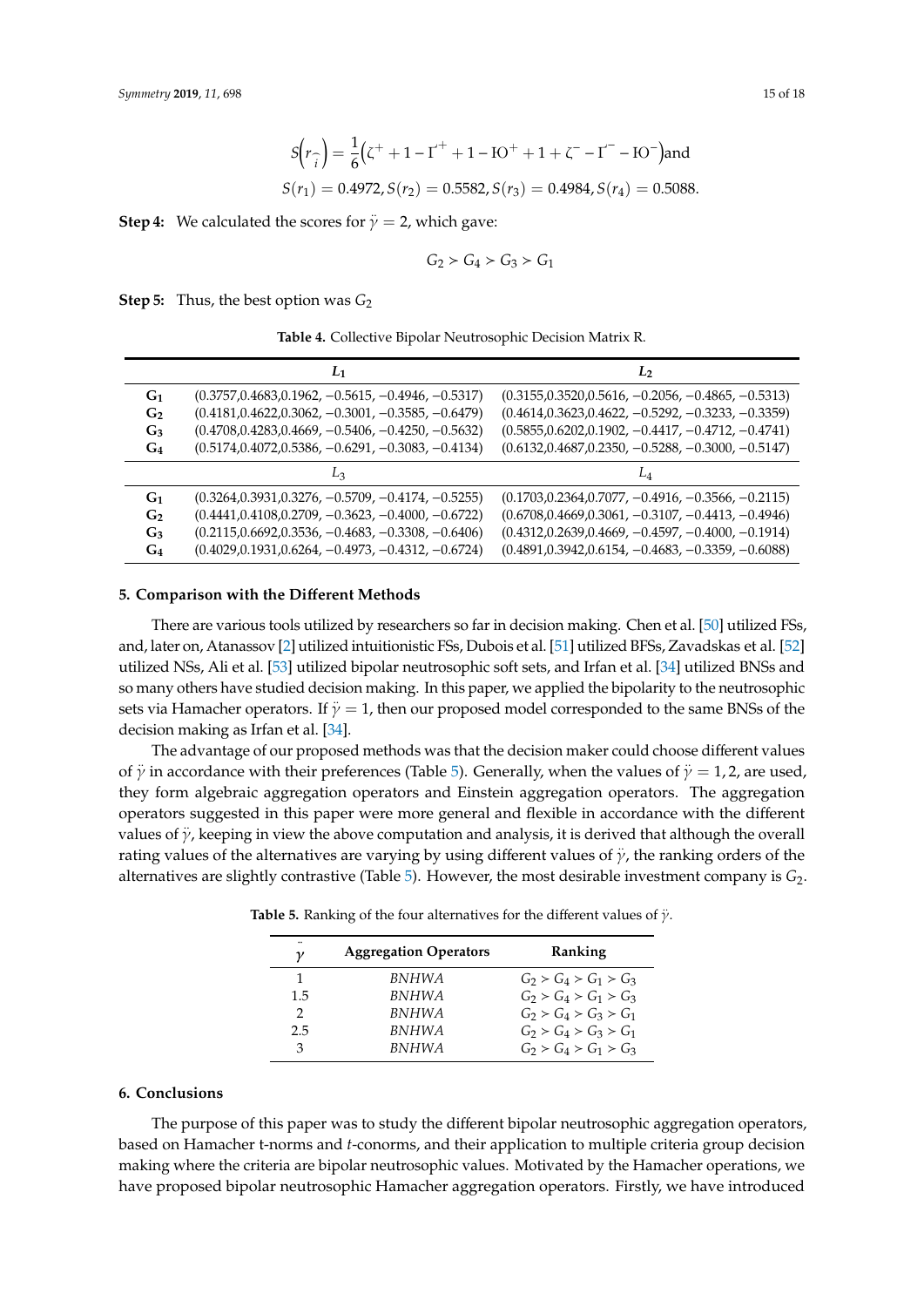$$S\left(r_{\hat{i}}\right) = \frac{1}{6}\left(\zeta^{+} + 1 - \Gamma^{+} + 1 - \text{IO}^{+} + 1 + \zeta^{-} - \Gamma^{-} - \text{IO}^{-}\right)\text{and}$$

$$S(r_1) = 0.4972, S(r_2) = 0.5582, S(r_3) = 0.4984, S(r_4) = 0.5088.$$

**Step 4:** We calculated the scores for $\ddot{\gamma} = 2$, which gave:

$$G_2 > G_4 > G_3 > G_1$$

**Step 5:** Thus, the best option was $G_2$

**Table 4.** Collective Bipolar Neutrosophic Decision Matrix R.

| | $L_1$ | $L_2$ |
|---|---|---|
| **G1** | (0.3757,0.4683,0.1962, −0.5615, −0.4946, −0.5317) | (0.3155,0.3520,0.5616, −0.2056, −0.4865, −0.5313) |
| **G2** | (0.4181,0.4622,0.3062, −0.3001, −0.3585, −0.6479) | (0.4614,0.3623,0.4622, −0.5292, −0.3233, −0.3359) |
| **G3** | (0.4708,0.4283,0.4669, −0.5406, −0.4250, −0.5632) | (0.5855,0.6202,0.1902, −0.4417, −0.4712, −0.4741) |
| **G4** | (0.5174,0.4072,0.5386, −0.6291, −0.3083, −0.4134) | (0.6132,0.4687,0.2350, −0.5288, −0.3000, −0.5147) |
| | $L_3$ | $L_4$ |
| **G1** | (0.3264,0.3931,0.3276, −0.5709, −0.4174, −0.5255) | (0.1703,0.2364,0.7077, −0.4916, −0.3566, −0.2115) |
| **G2** | (0.4441,0.4108,0.2709, −0.3623, −0.4000, −0.6722) | (0.6708,0.4669,0.3061, −0.3107, −0.4413, −0.4946) |
| **G3** | (0.2115,0.6692,0.3536, −0.4683, −0.3308, −0.6406) | (0.4312,0.2639,0.4669, −0.4597, −0.4000, −0.1914) |
| **G4** | (0.4029,0.1931,0.6264, −0.4973, −0.4312, −0.6724) | (0.4891,0.3942,0.6154, −0.4683, −0.3359, −0.6088) |

## 5. Comparison with the Different Methods

There are various tools utilized by researchers so far in decision making. Chen et al. [50] utilized FSs, and, later on, Atanassov [2] utilized intuitionistic FSs, Dubois et al. [51] utilized BFSs, Zavadskas et al. [52] utilized NSs, Ali et al. [53] utilized bipolar neutrosophic soft sets, and Irfan et al. [34] utilized BNSs and so many others have studied decision making. In this paper, we applied the bipolarity to the neutrosophic sets via Hamacher operators. If $\ddot{\gamma} = 1$, then our proposed model corresponded to the same BNSs of the decision making as Irfan et al. [34].

The advantage of our proposed methods was that the decision maker could choose different values of $\ddot{\gamma}$ in accordance with their preferences (Table 5). Generally, when the values of $\ddot{\gamma} = 1, 2$, are used, they form algebraic aggregation operators and Einstein aggregation operators. The aggregation operators suggested in this paper were more general and flexible in accordance with the different values of $\ddot{\gamma}$, keeping in view the above computation and analysis, it is derived that although the overall rating values of the alternatives are varying by using different values of $\ddot{\gamma}$, the ranking orders of the alternatives are slightly contrastive (Table 5). However, the most desirable investment company is $G_2$.

**Table 5.** Ranking of the four alternatives for the different values of $\ddot{\gamma}$.

| $\ddot{\gamma}$ | Aggregation Operators | Ranking |
|---|---|---|
| 1 | *BNHWA* | $G_2 > G_4 > G_1 > G_3$ |
| 1.5 | *BNHWA* | $G_2 > G_4 > G_1 > G_3$ |
| 2 | *BNHWA* | $G_2 > G_4 > G_3 > G_1$ |
| 2.5 | *BNHWA* | $G_2 > G_4 > G_3 > G_1$ |
| 3 | *BNHWA* | $G_2 > G_4 > G_1 > G_3$ |

## 6. Conclusions

The purpose of this paper was to study the different bipolar neutrosophic aggregation operators, based on Hamacher t-norms and *t*-conorms, and their application to multiple criteria group decision making where the criteria are bipolar neutrosophic values. Motivated by the Hamacher operations, we have proposed bipolar neutrosophic Hamacher aggregation operators. Firstly, we have introduced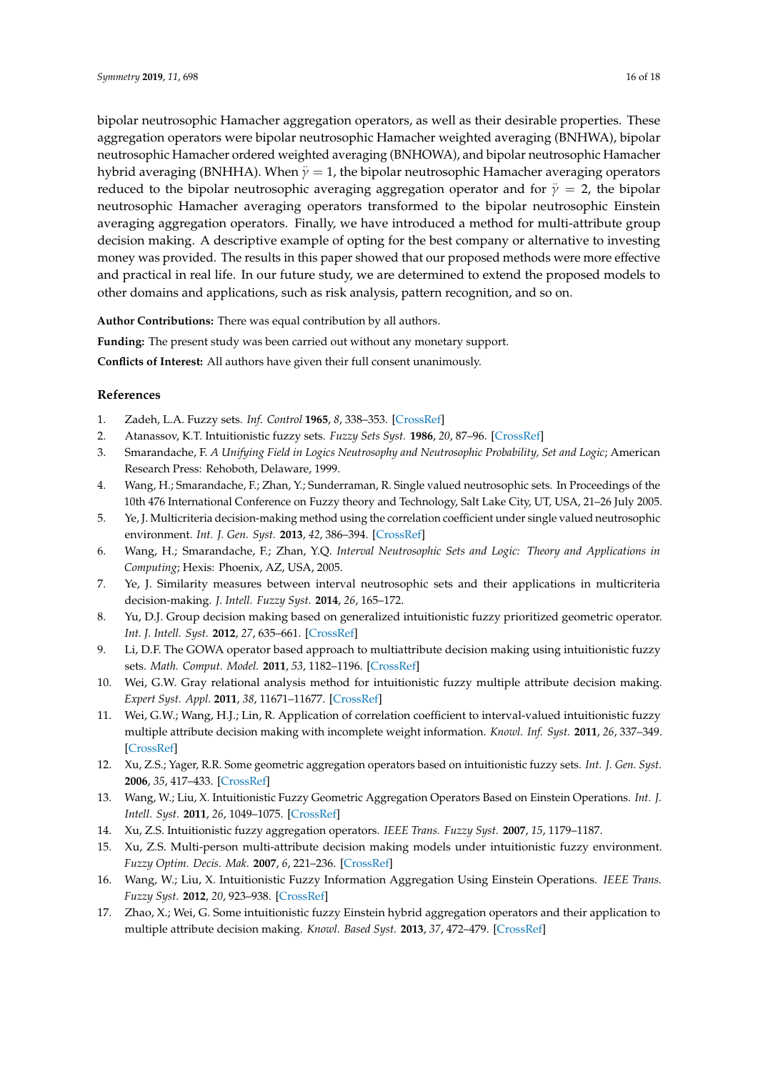bipolar neutrosophic Hamacher aggregation operators, as well as their desirable properties. These aggregation operators were bipolar neutrosophic Hamacher weighted averaging (BNHWA), bipolar neutrosophic Hamacher ordered weighted averaging (BNHOWA), and bipolar neutrosophic Hamacher hybrid averaging (BNHHA). When $\ddot{\gamma} = 1$, the bipolar neutrosophic Hamacher averaging operators reduced to the bipolar neutrosophic averaging aggregation operator and for $\ddot{\gamma} = 2$, the bipolar neutrosophic Hamacher averaging operators transformed to the bipolar neutrosophic Einstein averaging aggregation operators. Finally, we have introduced a method for multi-attribute group decision making. A descriptive example of opting for the best company or alternative to investing money was provided. The results in this paper showed that our proposed methods were more effective and practical in real life. In our future study, we are determined to extend the proposed models to other domains and applications, such as risk analysis, pattern recognition, and so on.

**Author Contributions:** There was equal contribution by all authors.

**Funding:** The present study was been carried out without any monetary support.

**Conflicts of Interest:** All authors have given their full consent unanimously.

## References

1. Zadeh, L.A. Fuzzy sets. *Inf. Control* **1965**, *8*, 338–353. [CrossRef]
2. Atanassov, K.T. Intuitionistic fuzzy sets. *Fuzzy Sets Syst.* **1986**, *20*, 87–96. [CrossRef]
3. Smarandache, F. *A Unifying Field in Logics Neutrosophy and Neutrosophic Probability, Set and Logic*; American Research Press: Rehoboth, Delaware, 1999.
4. Wang, H.; Smarandache, F.; Zhan, Y.; Sunderraman, R. Single valued neutrosophic sets. In Proceedings of the 10th 476 International Conference on Fuzzy theory and Technology, Salt Lake City, UT, USA, 21–26 July 2005.
5. Ye, J. Multicriteria decision-making method using the correlation coefficient under single valued neutrosophic environment. *Int. J. Gen. Syst.* **2013**, *42*, 386–394. [CrossRef]
6. Wang, H.; Smarandache, F.; Zhan, Y.Q. *Interval Neutrosophic Sets and Logic: Theory and Applications in Computing*; Hexis: Phoenix, AZ, USA, 2005.
7. Ye, J. Similarity measures between interval neutrosophic sets and their applications in multicriteria decision-making. *J. Intell. Fuzzy Syst.* **2014**, *26*, 165–172.
8. Yu, D.J. Group decision making based on generalized intuitionistic fuzzy prioritized geometric operator. *Int. J. Intell. Syst.* **2012**, *27*, 635–661. [CrossRef]
9. Li, D.F. The GOWA operator based approach to multiattribute decision making using intuitionistic fuzzy sets. *Math. Comput. Model.* **2011**, *53*, 1182–1196. [CrossRef]
10. Wei, G.W. Gray relational analysis method for intuitionistic fuzzy multiple attribute decision making. *Expert Syst. Appl.* **2011**, *38*, 11671–11677. [CrossRef]
11. Wei, G.W.; Wang, H.J.; Lin, R. Application of correlation coefficient to interval-valued intuitionistic fuzzy multiple attribute decision making with incomplete weight information. *Knowl. Inf. Syst.* **2011**, *26*, 337–349. [CrossRef]
12. Xu, Z.S.; Yager, R.R. Some geometric aggregation operators based on intuitionistic fuzzy sets. *Int. J. Gen. Syst.* **2006**, *35*, 417–433. [CrossRef]
13. Wang, W.; Liu, X. Intuitionistic Fuzzy Geometric Aggregation Operators Based on Einstein Operations. *Int. J. Intell. Syst.* **2011**, *26*, 1049–1075. [CrossRef]
14. Xu, Z.S. Intuitionistic fuzzy aggregation operators. *IEEE Trans. Fuzzy Syst.* **2007**, *15*, 1179–1187.
15. Xu, Z.S. Multi-person multi-attribute decision making models under intuitionistic fuzzy environment. *Fuzzy Optim. Decis. Mak.* **2007**, *6*, 221–236. [CrossRef]
16. Wang, W.; Liu, X. Intuitionistic Fuzzy Information Aggregation Using Einstein Operations. *IEEE Trans. Fuzzy Syst.* **2012**, *20*, 923–938. [CrossRef]
17. Zhao, X.; Wei, G. Some intuitionistic fuzzy Einstein hybrid aggregation operators and their application to multiple attribute decision making. *Knowl. Based Syst.* **2013**, *37*, 472–479. [CrossRef]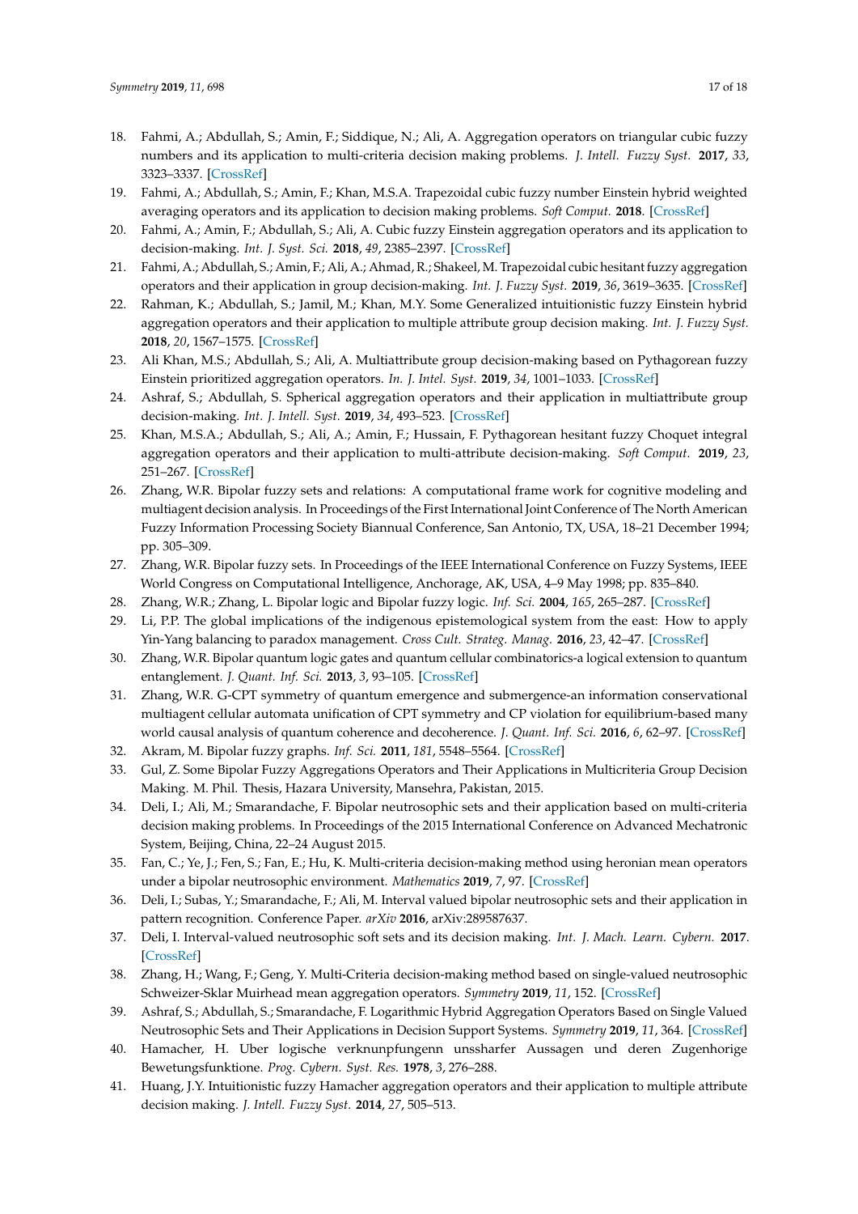18. Fahmi, A.; Abdullah, S.; Amin, F.; Siddique, N.; Ali, A. Aggregation operators on triangular cubic fuzzy numbers and its application to multi-criteria decision making problems. *J. Intell. Fuzzy Syst.* **2017**, *33*, 3323–3337. [CrossRef]
19. Fahmi, A.; Abdullah, S.; Amin, F.; Khan, M.S.A. Trapezoidal cubic fuzzy number Einstein hybrid weighted averaging operators and its application to decision making problems. *Soft Comput.* **2018**. [CrossRef]
20. Fahmi, A.; Amin, F.; Abdullah, S.; Ali, A. Cubic fuzzy Einstein aggregation operators and its application to decision-making. *Int. J. Syst. Sci.* **2018**, *49*, 2385–2397. [CrossRef]
21. Fahmi, A.; Abdullah, S.; Amin, F.; Ali, A.; Ahmad, R.; Shakeel, M. Trapezoidal cubic hesitant fuzzy aggregation operators and their application in group decision-making. *Int. J. Fuzzy Syst.* **2019**, *36*, 3619–3635. [CrossRef]
22. Rahman, K.; Abdullah, S.; Jamil, M.; Khan, M.Y. Some Generalized intuitionistic fuzzy Einstein hybrid aggregation operators and their application to multiple attribute group decision making. *Int. J. Fuzzy Syst.* **2018**, *20*, 1567–1575. [CrossRef]
23. Ali Khan, M.S.; Abdullah, S.; Ali, A. Multiattribute group decision-making based on Pythagorean fuzzy Einstein prioritized aggregation operators. *In. J. Intel. Syst.* **2019**, *34*, 1001–1033. [CrossRef]
24. Ashraf, S.; Abdullah, S. Spherical aggregation operators and their application in multiattribute group decision-making. *Int. J. Intell. Syst.* **2019**, *34*, 493–523. [CrossRef]
25. Khan, M.S.A.; Abdullah, S.; Ali, A.; Amin, F.; Hussain, F. Pythagorean hesitant fuzzy Choquet integral aggregation operators and their application to multi-attribute decision-making. *Soft Comput.* **2019**, *23*, 251–267. [CrossRef]
26. Zhang, W.R. Bipolar fuzzy sets and relations: A computational frame work for cognitive modeling and multiagent decision analysis. In Proceedings of the First International Joint Conference of The North American Fuzzy Information Processing Society Biannual Conference, San Antonio, TX, USA, 18–21 December 1994; pp. 305–309.
27. Zhang, W.R. Bipolar fuzzy sets. In Proceedings of the IEEE International Conference on Fuzzy Systems, IEEE World Congress on Computational Intelligence, Anchorage, AK, USA, 4–9 May 1998; pp. 835–840.
28. Zhang, W.R.; Zhang, L. Bipolar logic and Bipolar fuzzy logic. *Inf. Sci.* **2004**, *165*, 265–287. [CrossRef]
29. Li, P.P. The global implications of the indigenous epistemological system from the east: How to apply Yin-Yang balancing to paradox management. *Cross Cult. Strateg. Manag.* **2016**, *23*, 42–47. [CrossRef]
30. Zhang, W.R. Bipolar quantum logic gates and quantum cellular combinatorics-a logical extension to quantum entanglement. *J. Quant. Inf. Sci.* **2013**, *3*, 93–105. [CrossRef]
31. Zhang, W.R. G-CPT symmetry of quantum emergence and submergence-an information conservational multiagent cellular automata unification of CPT symmetry and CP violation for equilibrium-based many world causal analysis of quantum coherence and decoherence. *J. Quant. Inf. Sci.* **2016**, *6*, 62–97. [CrossRef]
32. Akram, M. Bipolar fuzzy graphs. *Inf. Sci.* **2011**, *181*, 5548–5564. [CrossRef]
33. Gul, Z. Some Bipolar Fuzzy Aggregations Operators and Their Applications in Multicriteria Group Decision Making. M. Phil. Thesis, Hazara University, Mansehra, Pakistan, 2015.
34. Deli, I.; Ali, M.; Smarandache, F. Bipolar neutrosophic sets and their application based on multi-criteria decision making problems. In Proceedings of the 2015 International Conference on Advanced Mechatronic System, Beijing, China, 22–24 August 2015.
35. Fan, C.; Ye, J.; Fen, S.; Fan, E.; Hu, K. Multi-criteria decision-making method using heronian mean operators under a bipolar neutrosophic environment. *Mathematics* **2019**, *7*, 97. [CrossRef]
36. Deli, I.; Subas, Y.; Smarandache, F.; Ali, M. Interval valued bipolar neutrosophic sets and their application in pattern recognition. Conference Paper. *arXiv* **2016**, arXiv:289587637.
37. Deli, I. Interval-valued neutrosophic soft sets and its decision making. *Int. J. Mach. Learn. Cybern.* **2017**. [CrossRef]
38. Zhang, H.; Wang, F.; Geng, Y. Multi-Criteria decision-making method based on single-valued neutrosophic Schweizer-Sklar Muirhead mean aggregation operators. *Symmetry* **2019**, *11*, 152. [CrossRef]
39. Ashraf, S.; Abdullah, S.; Smarandache, F. Logarithmic Hybrid Aggregation Operators Based on Single Valued Neutrosophic Sets and Their Applications in Decision Support Systems. *Symmetry* **2019**, *11*, 364. [CrossRef]
40. Hamacher, H. Uber logische verknunpfungenn unssharfer Aussagen und deren Zugenhorige Bewetungsfunktione. *Prog. Cybern. Syst. Res.* **1978**, *3*, 276–288.
41. Huang, J.Y. Intuitionistic fuzzy Hamacher aggregation operators and their application to multiple attribute decision making. *J. Intell. Fuzzy Syst.* **2014**, *27*, 505–513.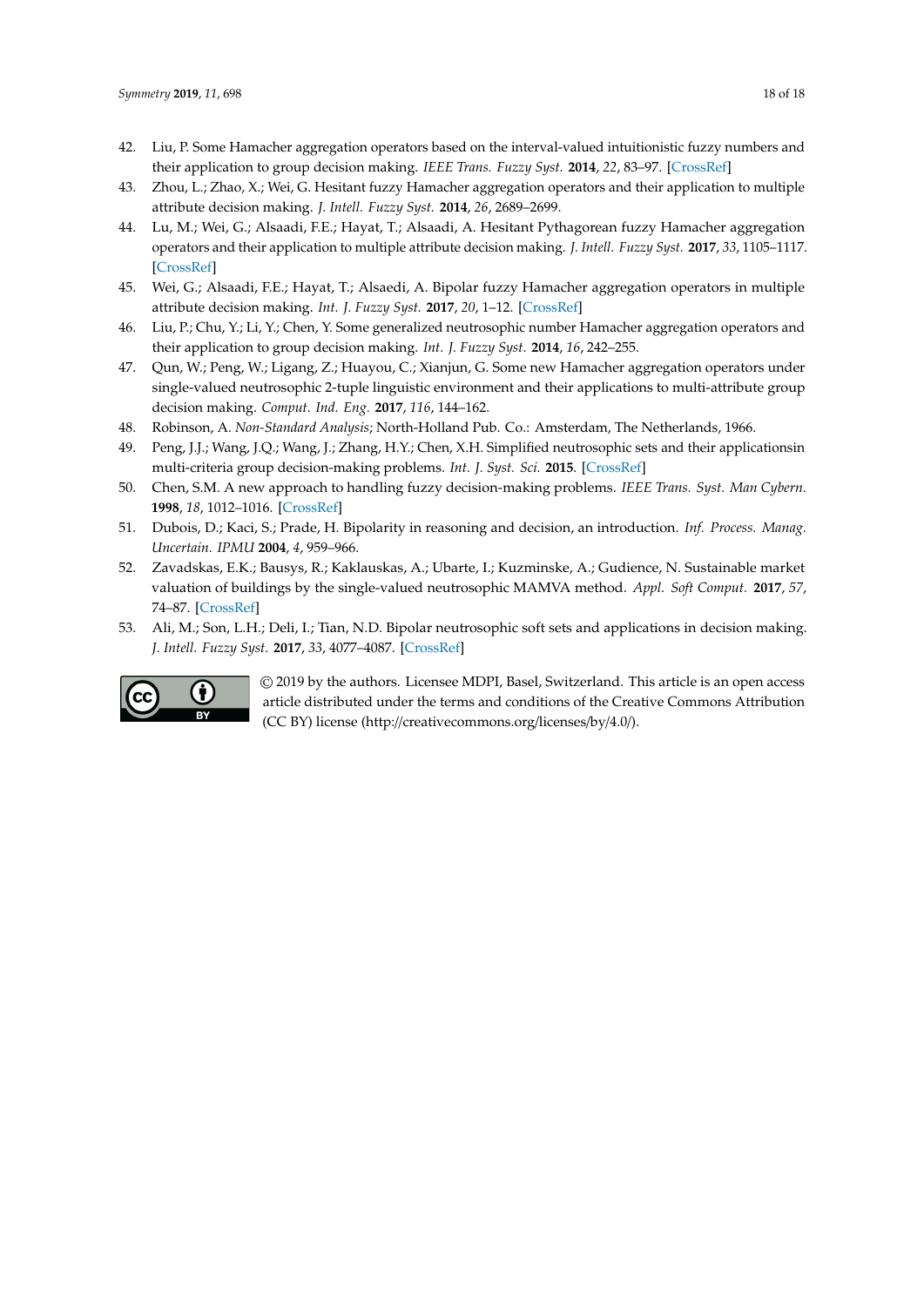42. Liu, P. Some Hamacher aggregation operators based on the interval-valued intuitionistic fuzzy numbers and their application to group decision making. *IEEE Trans. Fuzzy Syst.* **2014**, *22*, 83–97. [CrossRef]
43. Zhou, L.; Zhao, X.; Wei, G. Hesitant fuzzy Hamacher aggregation operators and their application to multiple attribute decision making. *J. Intell. Fuzzy Syst.* **2014**, *26*, 2689–2699.
44. Lu, M.; Wei, G.; Alsaadi, F.E.; Hayat, T.; Alsaadi, A. Hesitant Pythagorean fuzzy Hamacher aggregation operators and their application to multiple attribute decision making. *J. Intell. Fuzzy Syst.* **2017**, *33*, 1105–1117. [CrossRef]
45. Wei, G.; Alsaadi, F.E.; Hayat, T.; Alsaedi, A. Bipolar fuzzy Hamacher aggregation operators in multiple attribute decision making. *Int. J. Fuzzy Syst.* **2017**, *20*, 1–12. [CrossRef]
46. Liu, P.; Chu, Y.; Li, Y.; Chen, Y. Some generalized neutrosophic number Hamacher aggregation operators and their application to group decision making. *Int. J. Fuzzy Syst.* **2014**, *16*, 242–255.
47. Qun, W.; Peng, W.; Ligang, Z.; Huayou, C.; Xianjun, G. Some new Hamacher aggregation operators under single-valued neutrosophic 2-tuple linguistic environment and their applications to multi-attribute group decision making. *Comput. Ind. Eng.* **2017**, *116*, 144–162.
48. Robinson, A. *Non-Standard Analysis*; North-Holland Pub. Co.: Amsterdam, The Netherlands, 1966.
49. Peng, J.J.; Wang, J.Q.; Wang, J.; Zhang, H.Y.; Chen, X.H. Simplified neutrosophic sets and their applicationsin multi-criteria group decision-making problems. *Int. J. Syst. Sci.* **2015**. [CrossRef]
50. Chen, S.M. A new approach to handling fuzzy decision-making problems. *IEEE Trans. Syst. Man Cybern.* **1998**, *18*, 1012–1016. [CrossRef]
51. Dubois, D.; Kaci, S.; Prade, H. Bipolarity in reasoning and decision, an introduction. *Inf. Process. Manag. Uncertain. IPMU* **2004**, *4*, 959–966.
52. Zavadskas, E.K.; Bausys, R.; Kaklauskas, A.; Ubarte, I.; Kuzminske, A.; Gudience, N. Sustainable market valuation of buildings by the single-valued neutrosophic MAMVA method. *Appl. Soft Comput.* **2017**, *57*, 74–87. [CrossRef]
53. Ali, M.; Son, L.H.; Deli, I.; Tian, N.D. Bipolar neutrosophic soft sets and applications in decision making. *J. Intell. Fuzzy Syst.* **2017**, *33*, 4077–4087. [CrossRef]

© 2019 by the authors. Licensee MDPI, Basel, Switzerland. This article is an open access article distributed under the terms and conditions of the Creative Commons Attribution (CC BY) license (http://creativecommons.org/licenses/by/4.0/).